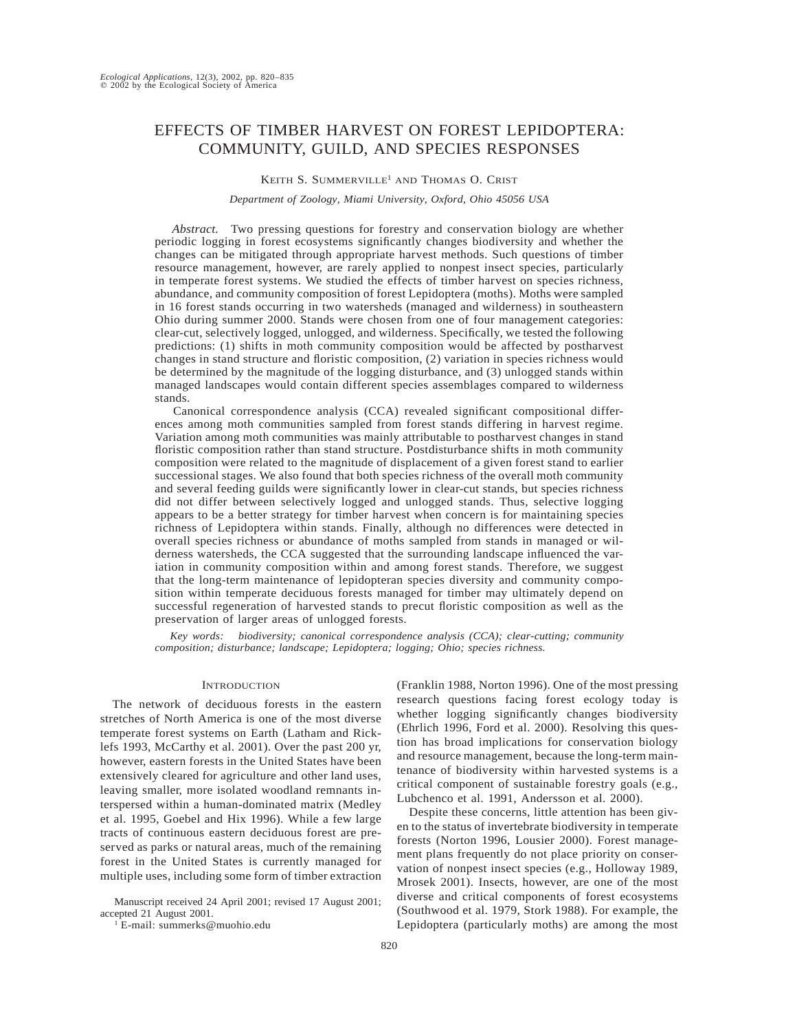# EFFECTS OF TIMBER HARVEST ON FOREST LEPIDOPTERA: COMMUNITY, GUILD, AND SPECIES RESPONSES

Keith S. Summerville[1] and Thomas O. Crist

*Department of Zoology, Miami University, Oxford, Ohio 45056 USA*

*Abstract.* Two pressing questions for forestry and conservation biology are whether periodic logging in forest ecosystems significantly changes biodiversity and whether the changes can be mitigated through appropriate harvest methods. Such questions of timber resource management, however, are rarely applied to nonpest insect species, particularly in temperate forest systems. We studied the effects of timber harvest on species richness, abundance, and community composition of forest Lepidoptera (moths). Moths were sampled in 16 forest stands occurring in two watersheds (managed and wilderness) in southeastern Ohio during summer 2000. Stands were chosen from one of four management categories: clear-cut, selectively logged, unlogged, and wilderness. Specifically, we tested the following predictions: (1) shifts in moth community composition would be affected by postharvest changes in stand structure and floristic composition, (2) variation in species richness would be determined by the magnitude of the logging disturbance, and (3) unlogged stands within managed landscapes would contain different species assemblages compared to wilderness stands.

Canonical correspondence analysis (CCA) revealed significant compositional differences among moth communities sampled from forest stands differing in harvest regime. Variation among moth communities was mainly attributable to postharvest changes in stand floristic composition rather than stand structure. Postdisturbance shifts in moth community composition were related to the magnitude of displacement of a given forest stand to earlier successional stages. We also found that both species richness of the overall moth community and several feeding guilds were significantly lower in clear-cut stands, but species richness did not differ between selectively logged and unlogged stands. Thus, selective logging appears to be a better strategy for timber harvest when concern is for maintaining species richness of Lepidoptera within stands. Finally, although no differences were detected in overall species richness or abundance of moths sampled from stands in managed or wilderness watersheds, the CCA suggested that the surrounding landscape influenced the variation in community composition within and among forest stands. Therefore, we suggest that the long-term maintenance of lepidopteran species diversity and community composition within temperate deciduous forests managed for timber may ultimately depend on successful regeneration of harvested stands to precut floristic composition as well as the preservation of larger areas of unlogged forests.

*Key words:* *biodiversity; canonical correspondence analysis (CCA); clear-cutting; community composition; disturbance; landscape; Lepidoptera; logging; Ohio; species richness.*

## Introduction

The network of deciduous forests in the eastern stretches of North America is one of the most diverse temperate forest systems on Earth (Latham and Ricklefs 1993, McCarthy et al. 2001). Over the past 200 yr, however, eastern forests in the United States have been extensively cleared for agriculture and other land uses, leaving smaller, more isolated woodland remnants interspersed within a human-dominated matrix (Medley et al. 1995, Goebel and Hix 1996). While a few large tracts of continuous eastern deciduous forest are preserved as parks or natural areas, much of the remaining forest in the United States is currently managed for multiple uses, including some form of timber extraction (Franklin 1988, Norton 1996). One of the most pressing research questions facing forest ecology today is whether logging significantly changes biodiversity (Ehrlich 1996, Ford et al. 2000). Resolving this question has broad implications for conservation biology and resource management, because the long-term maintenance of biodiversity within harvested systems is a critical component of sustainable forestry goals (e.g., Lubchenco et al. 1991, Andersson et al. 2000).

Despite these concerns, little attention has been given to the status of invertebrate biodiversity in temperate forests (Norton 1996, Lousier 2000). Forest management plans frequently do not place priority on conservation of nonpest insect species (e.g., Holloway 1989, Mrosek 2001). Insects, however, are one of the most diverse and critical components of forest ecosystems (Southwood et al. 1979, Stork 1988). For example, the Lepidoptera (particularly moths) are among the most

Manuscript received 24 April 2001; revised 17 August 2001; accepted 21 August 2001.

[1] E-mail: summerks@muohio.edu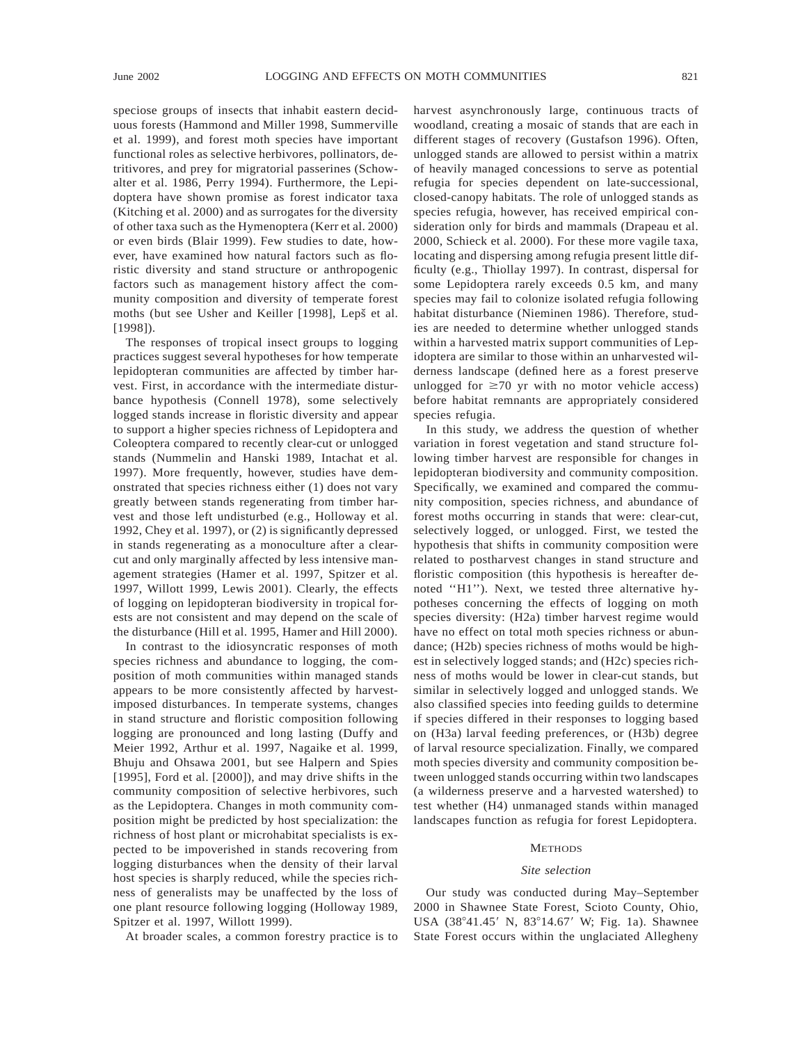speciose groups of insects that inhabit eastern deciduous forests (Hammond and Miller 1998, Summerville et al. 1999), and forest moth species have important functional roles as selective herbivores, pollinators, detritivores, and prey for migratorial passerines (Schowalter et al. 1986, Perry 1994). Furthermore, the Lepidoptera have shown promise as forest indicator taxa (Kitching et al. 2000) and as surrogates for the diversity of other taxa such as the Hymenoptera (Kerr et al. 2000) or even birds (Blair 1999). Few studies to date, however, have examined how natural factors such as floristic diversity and stand structure or anthropogenic factors such as management history affect the community composition and diversity of temperate forest moths (but see Usher and Keiller [1998], Lepš et al. [1998]).

The responses of tropical insect groups to logging practices suggest several hypotheses for how temperate lepidopteran communities are affected by timber harvest. First, in accordance with the intermediate disturbance hypothesis (Connell 1978), some selectively logged stands increase in floristic diversity and appear to support a higher species richness of Lepidoptera and Coleoptera compared to recently clear-cut or unlogged stands (Nummelin and Hanski 1989, Intachat et al. 1997). More frequently, however, studies have demonstrated that species richness either (1) does not vary greatly between stands regenerating from timber harvest and those left undisturbed (e.g., Holloway et al. 1992, Chey et al. 1997), or (2) is significantly depressed in stands regenerating as a monoculture after a clearcut and only marginally affected by less intensive management strategies (Hamer et al. 1997, Spitzer et al. 1997, Willott 1999, Lewis 2001). Clearly, the effects of logging on lepidopteran biodiversity in tropical forests are not consistent and may depend on the scale of the disturbance (Hill et al. 1995, Hamer and Hill 2000).

In contrast to the idiosyncratic responses of moth species richness and abundance to logging, the composition of moth communities within managed stands appears to be more consistently affected by harvest-imposed disturbances. In temperate systems, changes in stand structure and floristic composition following logging are pronounced and long lasting (Duffy and Meier 1992, Arthur et al. 1997, Nagaike et al. 1999, Bhuju and Ohsawa 2001, but see Halpern and Spies [1995], Ford et al. [2000]), and may drive shifts in the community composition of selective herbivores, such as the Lepidoptera. Changes in moth community composition might be predicted by host specialization: the richness of host plant or microhabitat specialists is expected to be impoverished in stands recovering from logging disturbances when the density of their larval host species is sharply reduced, while the species richness of generalists may be unaffected by the loss of one plant resource following logging (Holloway 1989, Spitzer et al. 1997, Willott 1999).

At broader scales, a common forestry practice is to harvest asynchronously large, continuous tracts of woodland, creating a mosaic of stands that are each in different stages of recovery (Gustafson 1996). Often, unlogged stands are allowed to persist within a matrix of heavily managed concessions to serve as potential refugia for species dependent on late-successional, closed-canopy habitats. The role of unlogged stands as species refugia, however, has received empirical consideration only for birds and mammals (Drapeau et al. 2000, Schieck et al. 2000). For these more vagile taxa, locating and dispersing among refugia present little difficulty (e.g., Thiollay 1997). In contrast, dispersal for some Lepidoptera rarely exceeds 0.5 km, and many species may fail to colonize isolated refugia following habitat disturbance (Nieminen 1986). Therefore, studies are needed to determine whether unlogged stands within a harvested matrix support communities of Lepidoptera are similar to those within an unharvested wilderness landscape (defined here as a forest preserve unlogged for ≥70 yr with no motor vehicle access) before habitat remnants are appropriately considered species refugia.

In this study, we address the question of whether variation in forest vegetation and stand structure following timber harvest are responsible for changes in lepidopteran biodiversity and community composition. Specifically, we examined and compared the community composition, species richness, and abundance of forest moths occurring in stands that were: clear-cut, selectively logged, or unlogged. First, we tested the hypothesis that shifts in community composition were related to postharvest changes in stand structure and floristic composition (this hypothesis is hereafter denoted ''H1''). Next, we tested three alternative hypotheses concerning the effects of logging on moth species diversity: (H2a) timber harvest regime would have no effect on total moth species richness or abundance; (H2b) species richness of moths would be highest in selectively logged stands; and (H2c) species richness of moths would be lower in clear-cut stands, but similar in selectively logged and unlogged stands. We also classified species into feeding guilds to determine if species differed in their responses to logging based on (H3a) larval feeding preferences, or (H3b) degree of larval resource specialization. Finally, we compared moth species diversity and community composition between unlogged stands occurring within two landscapes (a wilderness preserve and a harvested watershed) to test whether (H4) unmanaged stands within managed landscapes function as refugia for forest Lepidoptera.

## Methods

### *Site selection*

Our study was conducted during May–September 2000 in Shawnee State Forest, Scioto County, Ohio, USA (38°41.45′ N, 83°14.67′ W; Fig. 1a). Shawnee State Forest occurs within the unglaciated Allegheny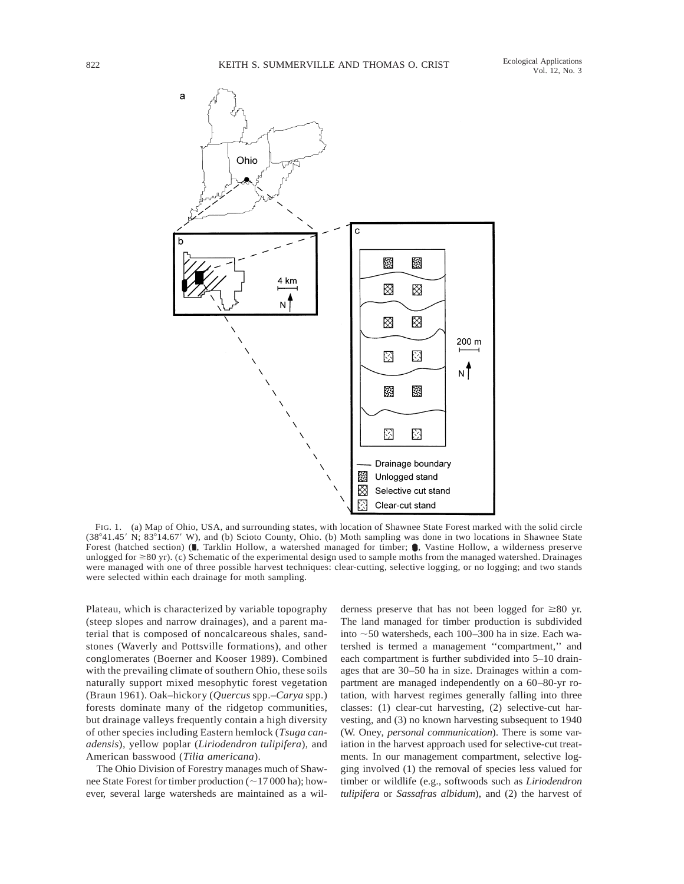FIG. 1. (a) Map of Ohio, USA, and surrounding states, with location of Shawnee State Forest marked with the solid circle (38°41.45′ N; 83°14.67′ W), and (b) Scioto County, Ohio. (b) Moth sampling was done in two locations in Shawnee State Forest (hatched section) (▮, Tarklin Hollow, a watershed managed for timber; ⬮, Vastine Hollow, a wilderness preserve unlogged for ≥80 yr). (c) Schematic of the experimental design used to sample moths from the managed watershed. Drainages were managed with one of three possible harvest techniques: clear-cutting, selective logging, or no logging; and two stands were selected within each drainage for moth sampling.

Plateau, which is characterized by variable topography (steep slopes and narrow drainages), and a parent material that is composed of noncalcareous shales, sandstones (Waverly and Pottsville formations), and other conglomerates (Boerner and Kooser 1989). Combined with the prevailing climate of southern Ohio, these soils naturally support mixed mesophytic forest vegetation (Braun 1961). Oak–hickory (*Quercus* spp.–*Carya* spp.) forests dominate many of the ridgetop communities, but drainage valleys frequently contain a high diversity of other species including Eastern hemlock (*Tsuga canadensis*), yellow poplar (*Liriodendron tulipifera*), and American basswood (*Tilia americana*).

The Ohio Division of Forestry manages much of Shawnee State Forest for timber production (~17 000 ha); however, several large watersheds are maintained as a wilderness preserve that has not been logged for ≥80 yr. The land managed for timber production is subdivided into ~50 watersheds, each 100–300 ha in size. Each watershed is termed a management ''compartment,'' and each compartment is further subdivided into 5–10 drainages that are 30–50 ha in size. Drainages within a compartment are managed independently on a 60–80-yr rotation, with harvest regimes generally falling into three classes: (1) clear-cut harvesting, (2) selective-cut harvesting, and (3) no known harvesting subsequent to 1940 (W. Oney, *personal communication*). There is some variation in the harvest approach used for selective-cut treatments. In our management compartment, selective logging involved (1) the removal of species less valued for timber or wildlife (e.g., softwoods such as *Liriodendron tulipifera* or *Sassafras albidum*), and (2) the harvest of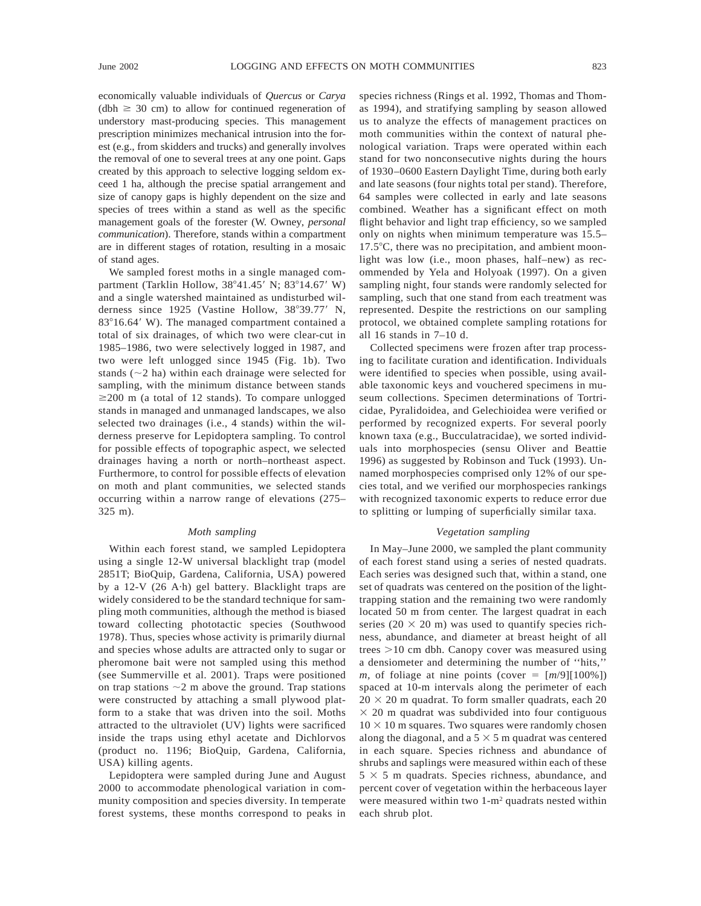economically valuable individuals of *Quercus* or *Carya* (dbh $\geq$ 30 cm) to allow for continued regeneration of understory mast-producing species. This management prescription minimizes mechanical intrusion into the forest (e.g., from skidders and trucks) and generally involves the removal of one to several trees at any one point. Gaps created by this approach to selective logging seldom exceed 1 ha, although the precise spatial arrangement and size of canopy gaps is highly dependent on the size and species of trees within a stand as well as the specific management goals of the forester (W. Owney, *personal communication*). Therefore, stands within a compartment are in different stages of rotation, resulting in a mosaic of stand ages.

We sampled forest moths in a single managed compartment (Tarklin Hollow, 38°41.45′ N; 83°14.67′ W) and a single watershed maintained as undisturbed wilderness since 1925 (Vastine Hollow, 38°39.77′ N, 83°16.64′ W). The managed compartment contained a total of six drainages, of which two were clear-cut in 1985–1986, two were selectively logged in 1987, and two were left unlogged since 1945 (Fig. 1b). Two stands (~2 ha) within each drainage were selected for sampling, with the minimum distance between stands ≥200 m (a total of 12 stands). To compare unlogged stands in managed and unmanaged landscapes, we also selected two drainages (i.e., 4 stands) within the wilderness preserve for Lepidoptera sampling. To control for possible effects of topographic aspect, we selected drainages having a north or north–northeast aspect. Furthermore, to control for possible effects of elevation on moth and plant communities, we selected stands occurring within a narrow range of elevations (275–325 m).

### *Moth sampling*

Within each forest stand, we sampled Lepidoptera using a single 12-W universal blacklight trap (model 2851T; BioQuip, Gardena, California, USA) powered by a 12-V (26 A·h) gel battery. Blacklight traps are widely considered to be the standard technique for sampling moth communities, although the method is biased toward collecting phototactic species (Southwood 1978). Thus, species whose activity is primarily diurnal and species whose adults are attracted only to sugar or pheromone bait were not sampled using this method (see Summerville et al. 2001). Traps were positioned on trap stations ~2 m above the ground. Trap stations were constructed by attaching a small plywood platform to a stake that was driven into the soil. Moths attracted to the ultraviolet (UV) lights were sacrificed inside the traps using ethyl acetate and Dichlorvos (product no. 1196; BioQuip, Gardena, California, USA) killing agents.

Lepidoptera were sampled during June and August 2000 to accommodate phenological variation in community composition and species diversity. In temperate forest systems, these months correspond to peaks in species richness (Rings et al. 1992, Thomas and Thomas 1994), and stratifying sampling by season allowed us to analyze the effects of management practices on moth communities within the context of natural phenological variation. Traps were operated within each stand for two nonconsecutive nights during the hours of 1930–0600 Eastern Daylight Time, during both early and late seasons (four nights total per stand). Therefore, 64 samples were collected in early and late seasons combined. Weather has a significant effect on moth flight behavior and light trap efficiency, so we sampled only on nights when minimum temperature was 15.5–17.5°C, there was no precipitation, and ambient moonlight was low (i.e., moon phases, half–new) as recommended by Yela and Holyoak (1997). On a given sampling night, four stands were randomly selected for sampling, such that one stand from each treatment was represented. Despite the restrictions on our sampling protocol, we obtained complete sampling rotations for all 16 stands in 7–10 d.

Collected specimens were frozen after trap processing to facilitate curation and identification. Individuals were identified to species when possible, using available taxonomic keys and vouchered specimens in museum collections. Specimen determinations of Tortricidae, Pyraloidoidea, and Gelechioidea were verified or performed by recognized experts. For several poorly known taxa (e.g., Bucculatracidae), we sorted individuals into morphospecies (sensu Oliver and Beattie 1996) as suggested by Robinson and Tuck (1993). Unnamed morphospecies comprised only 12% of our species total, and we verified our morphospecies rankings with recognized taxonomic experts to reduce error due to splitting or lumping of superficially similar taxa.

### *Vegetation sampling*

In May–June 2000, we sampled the plant community of each forest stand using a series of nested quadrats. Each series was designed such that, within a stand, one set of quadrats was centered on the position of the light-trapping station and the remaining two were randomly located 50 m from center. The largest quadrat in each series (20 × 20 m) was used to quantify species richness, abundance, and diameter at breast height of all trees >10 cm dbh. Canopy cover was measured using a densiometer and determining the number of "hits," $m$, of foliage at nine points (cover = $[m/9][100\%]$) spaced at 10-m intervals along the perimeter of each 20 × 20 m quadrat. To form smaller quadrats, each 20 × 20 m quadrat was subdivided into four contiguous 10 × 10 m squares. Two squares were randomly chosen along the diagonal, and a 5 × 5 m quadrat was centered in each square. Species richness and abundance of shrubs and saplings were measured within each of these 5 × 5 m quadrats. Species richness, abundance, and percent cover of vegetation within the herbaceous layer were measured within two 1-m$^2$ quadrats nested within each shrub plot.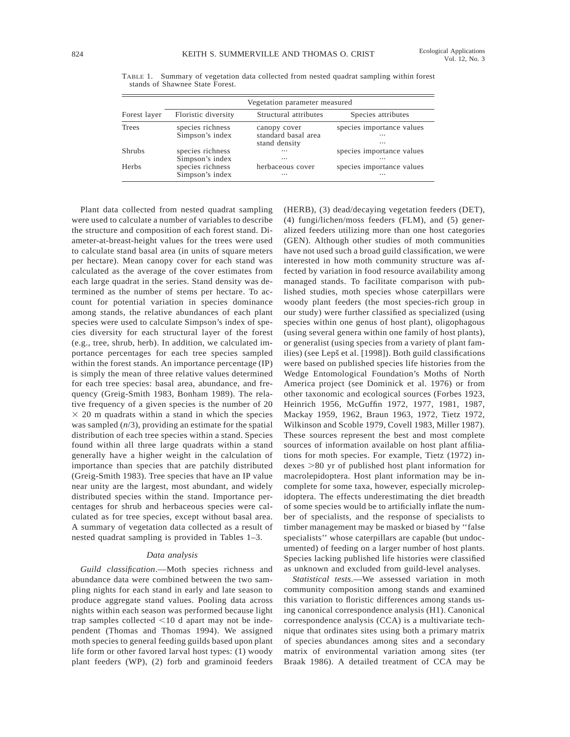TABLE 1. Summary of vegetation data collected from nested quadrat sampling within forest stands of Shawnee State Forest.

| Forest layer | Vegetation parameter measured | | |
|---|---|---|---|
| | Floristic diversity | Structural attributes | Species attributes |
| Trees | species richness<br>Simpson's index | canopy cover<br>standard basal area<br>stand density | species importance values<br>…<br>… |
| Shrubs | species richness<br>Simpson's index | …<br>… | species importance values<br>… |
| Herbs | species richness<br>Simpson's index | herbaceous cover<br>… | species importance values<br>… |

Plant data collected from nested quadrat sampling were used to calculate a number of variables to describe the structure and composition of each forest stand. Diameter-at-breast-height values for the trees were used to calculate stand basal area (in units of square meters per hectare). Mean canopy cover for each stand was calculated as the average of the cover estimates from each large quadrat in the series. Stand density was determined as the number of stems per hectare. To account for potential variation in species dominance among stands, the relative abundances of each plant species were used to calculate Simpson's index of species diversity for each structural layer of the forest (e.g., tree, shrub, herb). In addition, we calculated importance percentages for each tree species sampled within the forest stands. An importance percentage (IP) is simply the mean of three relative values determined for each tree species: basal area, abundance, and frequency (Greig-Smith 1983, Bonham 1989). The relative frequency of a given species is the number of 20 $\times$ 20 m quadrats within a stand in which the species was sampled ($n$/3), providing an estimate for the spatial distribution of each tree species within a stand. Species found within all three large quadrats within a stand generally have a higher weight in the calculation of importance than species that are patchily distributed (Greig-Smith 1983). Tree species that have an IP value near unity are the largest, most abundant, and widely distributed species within the stand. Importance percentages for shrub and herbaceous species were calculated as for tree species, except without basal area. A summary of vegetation data collected as a result of nested quadrat sampling is provided in Tables 1–3.

### Data analysis

*Guild classification*.—Moth species richness and abundance data were combined between the two sampling nights for each stand in early and late season to produce aggregate stand values. Pooling data across nights within each season was performed because light trap samples collected $<$10 d apart may not be independent (Thomas and Thomas 1994). We assigned moth species to general feeding guilds based upon plant life form or other favored larval host types: (1) woody plant feeders (WP), (2) forb and graminoid feeders (HERB), (3) dead/decaying vegetation feeders (DET), (4) fungi/lichen/moss feeders (FLM), and (5) generalized feeders utilizing more than one host categories (GEN). Although other studies of moth communities have not used such a broad guild classification, we were interested in how moth community structure was affected by variation in food resource availability among managed stands. To facilitate comparison with published studies, moth species whose caterpillars were woody plant feeders (the most species-rich group in our study) were further classified as specialized (using species within one genus of host plant), oligophagous (using several genera within one family of host plants), or generalist (using species from a variety of plant families) (see Lepš et al. [1998]). Both guild classifications were based on published species life histories from the Wedge Entomological Foundation's Moths of North America project (see Dominick et al. 1976) or from other taxonomic and ecological sources (Forbes 1923, Heinrich 1956, McGuffin 1972, 1977, 1981, 1987, Mackay 1959, 1962, Braun 1963, 1972, Tietz 1972, Wilkinson and Scoble 1979, Covell 1983, Miller 1987). These sources represent the best and most complete sources of information available on host plant affiliations for moth species. For example, Tietz (1972) indexes $>$80 yr of published host plant information for macrolepidoptera. Host plant information may be incomplete for some taxa, however, especially microlepidoptera. The effects underestimating the diet breadth of some species would be to artificially inflate the number of specialists, and the response of specialists to timber management may be masked or biased by ''false specialists'' whose caterpillars are capable (but undocumented) of feeding on a larger number of host plants. Species lacking published life histories were classified as unknown and excluded from guild-level analyses.

*Statistical tests*.—We assessed variation in moth community composition among stands and examined this variation to floristic differences among stands using canonical correspondence analysis (H1). Canonical correspondence analysis (CCA) is a multivariate technique that ordinates sites using both a primary matrix of species abundances among sites and a secondary matrix of environmental variation among sites (ter Braak 1986). A detailed treatment of CCA may be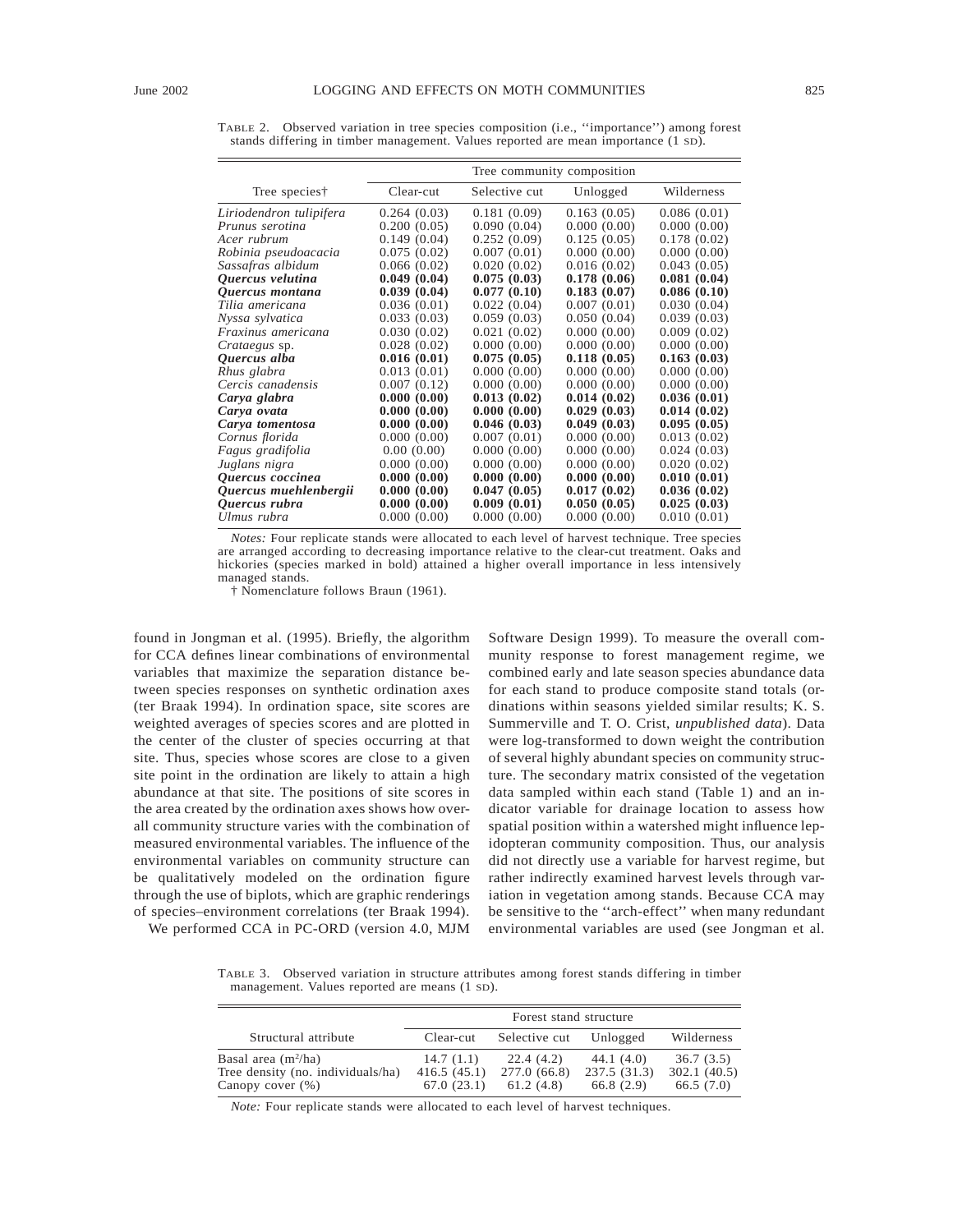TABLE 2. Observed variation in tree species composition (i.e., ''importance'') among forest stands differing in timber management. Values reported are mean importance (1 SD).

| Tree species† | Tree community composition | | | |
|---|---|---|---|---|
| | Clear-cut | Selective cut | Unlogged | Wilderness |
| *Liriodendron tulipifera* | 0.264 (0.03) | 0.181 (0.09) | 0.163 (0.05) | 0.086 (0.01) |
| *Prunus serotina* | 0.200 (0.05) | 0.090 (0.04) | 0.000 (0.00) | 0.000 (0.00) |
| *Acer rubrum* | 0.149 (0.04) | 0.252 (0.09) | 0.125 (0.05) | 0.178 (0.02) |
| *Robinia pseudoacacia* | 0.075 (0.02) | 0.007 (0.01) | 0.000 (0.00) | 0.000 (0.00) |
| *Sassafras albidum* | 0.066 (0.02) | 0.020 (0.02) | 0.016 (0.02) | 0.043 (0.05) |
| ***Quercus velutina*** | **0.049 (0.04)** | **0.075 (0.03)** | **0.178 (0.06)** | **0.081 (0.04)** |
| ***Quercus montana*** | **0.039 (0.04)** | **0.077 (0.10)** | **0.183 (0.07)** | **0.086 (0.10)** |
| *Tilia americana* | 0.036 (0.01) | 0.022 (0.04) | 0.007 (0.01) | 0.030 (0.04) |
| *Nyssa sylvatica* | 0.033 (0.03) | 0.059 (0.03) | 0.050 (0.04) | 0.039 (0.03) |
| *Fraxinus americana* | 0.030 (0.02) | 0.021 (0.02) | 0.000 (0.00) | 0.009 (0.02) |
| *Crataegus* sp. | 0.028 (0.02) | 0.000 (0.00) | 0.000 (0.00) | 0.000 (0.00) |
| ***Quercus alba*** | **0.016 (0.01)** | **0.075 (0.05)** | **0.118 (0.05)** | **0.163 (0.03)** |
| *Rhus glabra* | 0.013 (0.01) | 0.000 (0.00) | 0.000 (0.00) | 0.000 (0.00) |
| *Cercis canadensis* | 0.007 (0.12) | 0.000 (0.00) | 0.000 (0.00) | 0.000 (0.00) |
| ***Carya glabra*** | **0.000 (0.00)** | **0.013 (0.02)** | **0.014 (0.02)** | **0.036 (0.01)** |
| ***Carya ovata*** | **0.000 (0.00)** | **0.000 (0.00)** | **0.029 (0.03)** | **0.014 (0.02)** |
| ***Carya tomentosa*** | **0.000 (0.00)** | **0.046 (0.03)** | **0.049 (0.03)** | **0.095 (0.05)** |
| *Cornus florida* | 0.000 (0.00) | 0.007 (0.01) | 0.000 (0.00) | 0.013 (0.02) |
| *Fagus gradifolia* | 0.00 (0.00) | 0.000 (0.00) | 0.000 (0.00) | 0.024 (0.03) |
| *Juglans nigra* | 0.000 (0.00) | 0.000 (0.00) | 0.000 (0.00) | 0.020 (0.02) |
| ***Quercus coccinea*** | **0.000 (0.00)** | **0.000 (0.00)** | **0.000 (0.00)** | **0.010 (0.01)** |
| ***Quercus muehlenbergii*** | **0.000 (0.00)** | **0.047 (0.05)** | **0.017 (0.02)** | **0.036 (0.02)** |
| ***Quercus rubra*** | **0.000 (0.00)** | **0.009 (0.01)** | **0.050 (0.05)** | **0.025 (0.03)** |
| *Ulmus rubra* | 0.000 (0.00) | 0.000 (0.00) | 0.000 (0.00) | 0.010 (0.01) |

*Notes:* Four replicate stands were allocated to each level of harvest technique. Tree species are arranged according to decreasing importance relative to the clear-cut treatment. Oaks and hickories (species marked in bold) attained a higher overall importance in less intensively managed stands.

† Nomenclature follows Braun (1961).

found in Jongman et al. (1995). Briefly, the algorithm for CCA defines linear combinations of environmental variables that maximize the separation distance between species responses on synthetic ordination axes (ter Braak 1994). In ordination space, site scores are weighted averages of species scores and are plotted in the center of the cluster of species occurring at that site. Thus, species whose scores are close to a given site point in the ordination are likely to attain a high abundance at that site. The positions of site scores in the area created by the ordination axes shows how overall community structure varies with the combination of measured environmental variables. The influence of the environmental variables on community structure can be qualitatively modeled on the ordination figure through the use of biplots, which are graphic renderings of species–environment correlations (ter Braak 1994).

We performed CCA in PC-ORD (version 4.0, MJM Software Design 1999). To measure the overall community response to forest management regime, we combined early and late season species abundance data for each stand to produce composite stand totals (ordinations within seasons yielded similar results; K. S. Summerville and T. O. Crist, *unpublished data*). Data were log-transformed to down weight the contribution of several highly abundant species on community structure. The secondary matrix consisted of the vegetation data sampled within each stand (Table 1) and an indicator variable for drainage location to assess how spatial position within a watershed might influence lepidopteran community composition. Thus, our analysis did not directly use a variable for harvest regime, but rather indirectly examined harvest levels through variation in vegetation among stands. Because CCA may be sensitive to the ''arch-effect'' when many redundant environmental variables are used (see Jongman et al.

TABLE 3. Observed variation in structure attributes among forest stands differing in timber management. Values reported are means (1 SD).

| Structural attribute | Forest stand structure | | | |
|---|---|---|---|---|
| | Clear-cut | Selective cut | Unlogged | Wilderness |
| Basal area ($m^2$/ha) | 14.7 (1.1) | 22.4 (4.2) | 44.1 (4.0) | 36.7 (3.5) |
| Tree density (no. individuals/ha) | 416.5 (45.1) | 277.0 (66.8) | 237.5 (31.3) | 302.1 (40.5) |
| Canopy cover (%) | 67.0 (23.1) | 61.2 (4.8) | 66.8 (2.9) | 66.5 (7.0) |

*Note:* Four replicate stands were allocated to each level of harvest techniques.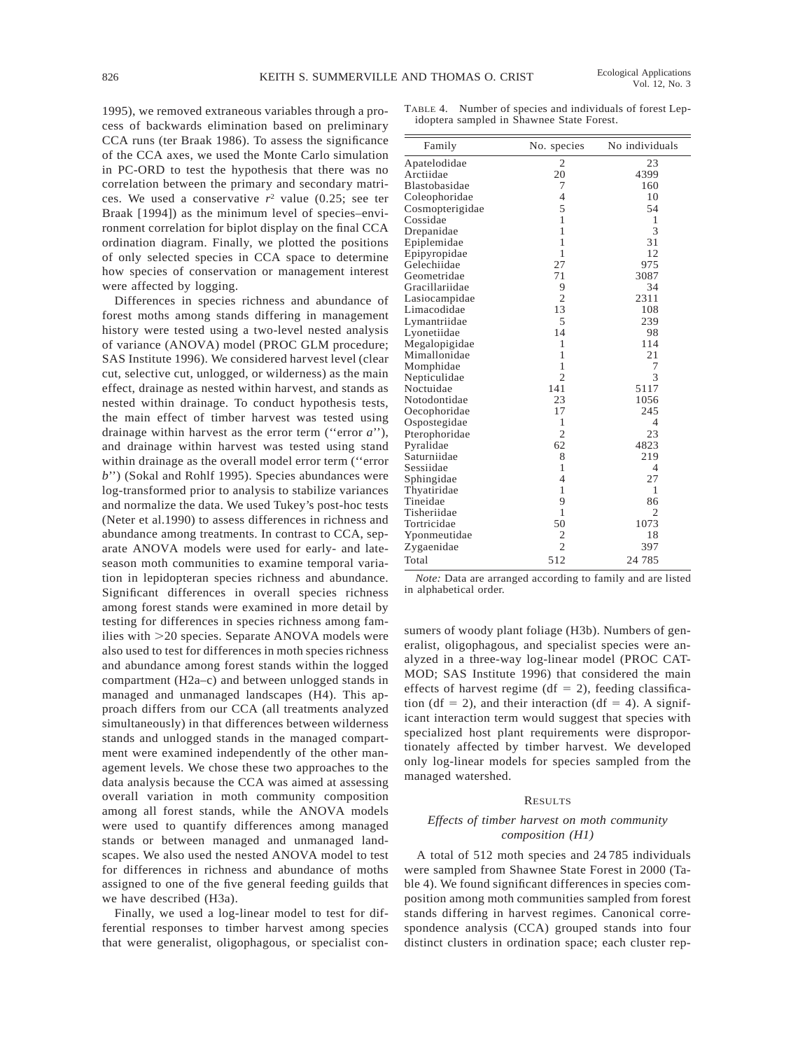1995), we removed extraneous variables through a process of backwards elimination based on preliminary CCA runs (ter Braak 1986). To assess the significance of the CCA axes, we used the Monte Carlo simulation in PC-ORD to test the hypothesis that there was no correlation between the primary and secondary matrices. We used a conservative $r^2$ value (0.25; see ter Braak [1994]) as the minimum level of species–environment correlation for biplot display on the final CCA ordination diagram. Finally, we plotted the positions of only selected species in CCA space to determine how species of conservation or management interest were affected by logging.

Differences in species richness and abundance of forest moths among stands differing in management history were tested using a two-level nested analysis of variance (ANOVA) model (PROC GLM procedure; SAS Institute 1996). We considered harvest level (clear cut, selective cut, unlogged, or wilderness) as the main effect, drainage as nested within harvest, and stands as nested within drainage. To conduct hypothesis tests, the main effect of timber harvest was tested using drainage within harvest as the error term (''error *a*''), and drainage within harvest was tested using stand within drainage as the overall model error term (''error *b*'') (Sokal and Rohlf 1995). Species abundances were log-transformed prior to analysis to stabilize variances and normalize the data. We used Tukey's post-hoc tests (Neter et al.1990) to assess differences in richness and abundance among treatments. In contrast to CCA, separate ANOVA models were used for early- and late-season moth communities to examine temporal variation in lepidopteran species richness and abundance. Significant differences in overall species richness among forest stands were examined in more detail by testing for differences in species richness among families with >20 species. Separate ANOVA models were also used to test for differences in moth species richness and abundance among forest stands within the logged compartment (H2a–c) and between unlogged stands in managed and unmanaged landscapes (H4). This approach differs from our CCA (all treatments analyzed simultaneously) in that differences between wilderness stands and unlogged stands in the managed compartment were examined independently of the other management levels. We chose these two approaches to the data analysis because the CCA was aimed at assessing overall variation in moth community composition among all forest stands, while the ANOVA models were used to quantify differences among managed stands or between managed and unmanaged landscapes. We also used the nested ANOVA model to test for differences in richness and abundance of moths assigned to one of the five general feeding guilds that we have described (H3a).

Finally, we used a log-linear model to test for differential responses to timber harvest among species that were generalist, oligophagous, or specialist consumers of woody plant foliage (H3b). Numbers of generalist, oligophagous, and specialist species were analyzed in a three-way log-linear model (PROC CATMOD; SAS Institute 1996) that considered the main effects of harvest regime (df = 2), feeding classification (df = 2), and their interaction (df = 4). A significant interaction term would suggest that species with specialized host plant requirements were disproportionately affected by timber harvest. We developed only log-linear models for species sampled from the managed watershed.

TABLE 4. Number of species and individuals of forest Lepidoptera sampled in Shawnee State Forest.

| Family | No. species | No individuals |
|---|---|---|
| Apatelodidae | 2 | 23 |
| Arctiidae | 20 | 4399 |
| Blastobasidae | 7 | 160 |
| Coleophoridae | 4 | 10 |
| Cosmopterigidae | 5 | 54 |
| Cossidae | 1 | 1 |
| Drepanidae | 1 | 3 |
| Epiplemidae | 1 | 31 |
| Epipyropidae | 1 | 12 |
| Gelechiidae | 27 | 975 |
| Geometridae | 71 | 3087 |
| Gracillariidae | 9 | 34 |
| Lasiocampidae | 2 | 2311 |
| Limacodidae | 13 | 108 |
| Lymantriidae | 5 | 239 |
| Lyonetiidae | 14 | 98 |
| Megalopigidae | 1 | 114 |
| Mimallonidae | 1 | 21 |
| Momphidae | 1 | 7 |
| Nepticulidae | 2 | 3 |
| Noctuidae | 141 | 5117 |
| Notodontidae | 23 | 1056 |
| Oecophoridae | 17 | 245 |
| Ospostegidae | 1 | 4 |
| Pterophoridae | 2 | 23 |
| Pyralidae | 62 | 4823 |
| Saturniidae | 8 | 219 |
| Sessiidae | 1 | 4 |
| Sphingidae | 4 | 27 |
| Thyatiridae | 1 | 1 |
| Tineidae | 9 | 86 |
| Tisheriidae | 1 | 2 |
| Tortricidae | 50 | 1073 |
| Yponmeutidae | 2 | 18 |
| Zygaenidae | 2 | 397 |
| Total | 512 | 24 785 |

*Note:* Data are arranged according to family and are listed in alphabetical order.

## RESULTS

### *Effects of timber harvest on moth community composition (H1)*

A total of 512 moth species and 24 785 individuals were sampled from Shawnee State Forest in 2000 (Table 4). We found significant differences in species composition among moth communities sampled from forest stands differing in harvest regimes. Canonical correspondence analysis (CCA) grouped stands into four distinct clusters in ordination space; each cluster rep-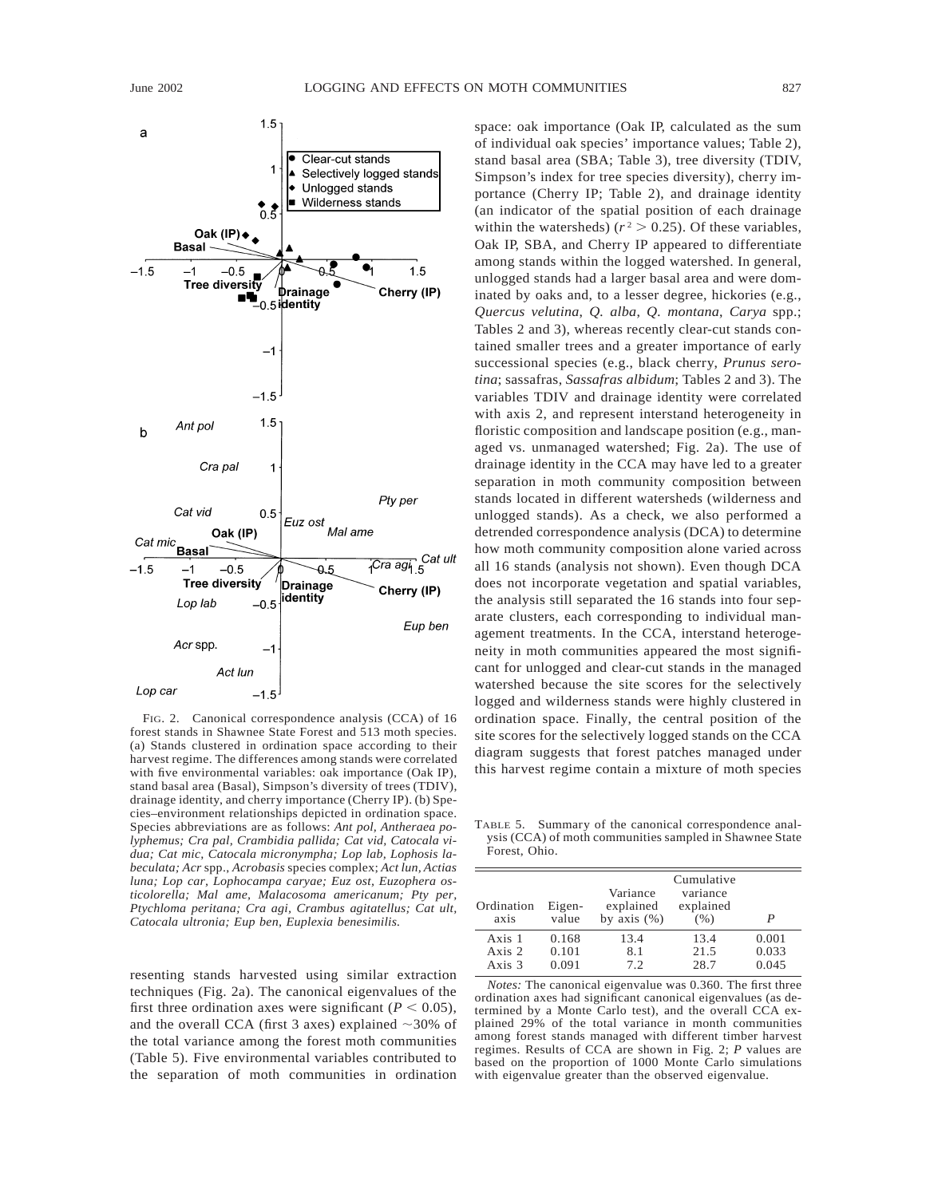FIG. 2. Canonical correspondence analysis (CCA) of 16 forest stands in Shawnee State Forest and 513 moth species. (a) Stands clustered in ordination space according to their harvest regime. The differences among stands were correlated with five environmental variables: oak importance (Oak IP), stand basal area (Basal), Simpson's diversity of trees (TDIV), drainage identity, and cherry importance (Cherry IP). (b) Species–environment relationships depicted in ordination space. Species abbreviations are as follows: *Ant pol, Antheraea polyphemus; Cra pal, Crambidia pallida; Cat vid, Catocala vidua; Cat mic, Catocala micronympha; Lop lab, Lophosis labeculata; Acr* spp., *Acrobasis* species complex; *Act lun, Actias luna; Lop car, Lophocampa caryae; Euz ost, Euzophera osticolorella; Mal ame, Malacosoma americanum; Pty per, Ptychloma peritana; Cra agi, Crambus agitatellus; Cat ult, Catocala ultronia; Eup ben, Euplexia benesimilis.*

resenting stands harvested using similar extraction techniques (Fig. 2a). The canonical eigenvalues of the first three ordination axes were significant ($P < 0.05$), and the overall CCA (first 3 axes) explained ~30% of the total variance among the forest moth communities (Table 5). Five environmental variables contributed to the separation of moth communities in ordination space: oak importance (Oak IP, calculated as the sum of individual oak species' importance values; Table 2), stand basal area (SBA; Table 3), tree diversity (TDIV, Simpson's index for tree species diversity), cherry importance (Cherry IP; Table 2), and drainage identity (an indicator of the spatial position of each drainage within the watersheds) ($r^2 > 0.25$). Of these variables, Oak IP, SBA, and Cherry IP appeared to differentiate among stands within the logged watershed. In general, unlogged stands had a larger basal area and were dominated by oaks and, to a lesser degree, hickories (e.g., *Quercus velutina*, *Q. alba*, *Q. montana*, *Carya* spp.; Tables 2 and 3), whereas recently clear-cut stands contained smaller trees and a greater importance of early successional species (e.g., black cherry, *Prunus serotina*; sassafras, *Sassafras albidum*; Tables 2 and 3). The variables TDIV and drainage identity were correlated with axis 2, and represent interstand heterogeneity in floristic composition and landscape position (e.g., managed vs. unmanaged watershed; Fig. 2a). The use of drainage identity in the CCA may have led to a greater separation in moth community composition between stands located in different watersheds (wilderness and unlogged stands). As a check, we also performed a detrended correspondence analysis (DCA) to determine how moth community composition alone varied across all 16 stands (analysis not shown). Even though DCA does not incorporate vegetation and spatial variables, the analysis still separated the 16 stands into four separate clusters, each corresponding to individual management treatments. In the CCA, interstand heterogeneity in moth communities appeared the most significant for unlogged and clear-cut stands in the managed watershed because the site scores for the selectively logged and wilderness stands were highly clustered in ordination space. Finally, the central position of the site scores for the selectively logged stands on the CCA diagram suggests that forest patches managed under this harvest regime contain a mixture of moth species

TABLE 5. Summary of the canonical correspondence analysis (CCA) of moth communities sampled in Shawnee State Forest, Ohio.

| Ordination axis | Eigenvalue | Variance explained by axis (%) | Cumulative variance explained (%) | *P* |
|---|---|---|---|---|
| Axis 1 | 0.168 | 13.4 | 13.4 | 0.001 |
| Axis 2 | 0.101 | 8.1 | 21.5 | 0.033 |
| Axis 3 | 0.091 | 7.2 | 28.7 | 0.045 |

*Notes:* The canonical eigenvalue was 0.360. The first three ordination axes had significant canonical eigenvalues (as determined by a Monte Carlo test), and the overall CCA explained 29% of the total variance in month communities among forest stands managed with different timber harvest regimes. Results of CCA are shown in Fig. 2; *P* values are based on the proportion of 1000 Monte Carlo simulations with eigenvalue greater than the observed eigenvalue.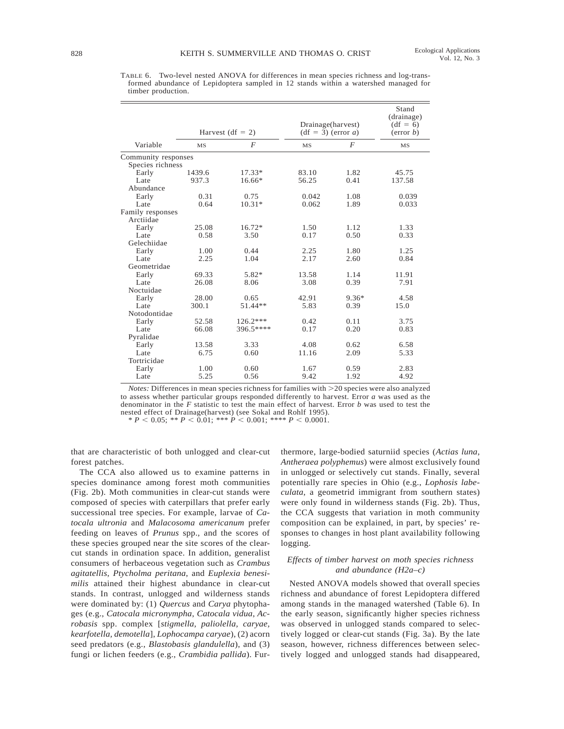TABLE 6. Two-level nested ANOVA for differences in mean species richness and log-transformed abundance of Lepidoptera sampled in 12 stands within a watershed managed for timber production.

| Variable | Harvest (df = 2) | | Drainage(harvest) (df = 3) (error *a*) | | Stand (drainage) (df = 6) (error *b*) |
|---|---|---|---|---|---|
| | MS | *F* | MS | *F* | MS |
| Community responses | | | | | |
| Species richness | | | | | |
| Early | 1439.6 | 17.33* | 83.10 | 1.82 | 45.75 |
| Late | 937.3 | 16.66* | 56.25 | 0.41 | 137.58 |
| Abundance | | | | | |
| Early | 0.31 | 0.75 | 0.042 | 1.08 | 0.039 |
| Late | 0.64 | 10.31* | 0.062 | 1.89 | 0.033 |
| Family responses | | | | | |
| Arctiidae | | | | | |
| Early | 25.08 | 16.72* | 1.50 | 1.12 | 1.33 |
| Late | 0.58 | 3.50 | 0.17 | 0.50 | 0.33 |
| Gelechiidae | | | | | |
| Early | 1.00 | 0.44 | 2.25 | 1.80 | 1.25 |
| Late | 2.25 | 1.04 | 2.17 | 2.60 | 0.84 |
| Geometridae | | | | | |
| Early | 69.33 | 5.82* | 13.58 | 1.14 | 11.91 |
| Late | 26.08 | 8.06 | 3.08 | 0.39 | 7.91 |
| Noctuidae | | | | | |
| Early | 28.00 | 0.65 | 42.91 | 9.36* | 4.58 |
| Late | 300.1 | 51.44** | 5.83 | 0.39 | 15.0 |
| Notodontidae | | | | | |
| Early | 52.58 | 126.2*** | 0.42 | 0.11 | 3.75 |
| Late | 66.08 | 396.5**** | 0.17 | 0.20 | 0.83 |
| Pyralidae | | | | | |
| Early | 13.58 | 3.33 | 4.08 | 0.62 | 6.58 |
| Late | 6.75 | 0.60 | 11.16 | 2.09 | 5.33 |
| Tortricidae | | | | | |
| Early | 1.00 | 0.60 | 1.67 | 0.59 | 2.83 |
| Late | 5.25 | 0.56 | 9.42 | 1.92 | 4.92 |

*Notes:* Differences in mean species richness for families with >20 species were also analyzed to assess whether particular groups responded differently to harvest. Error *a* was used as the denominator in the *F* statistic to test the main effect of harvest. Error *b* was used to test the nested effect of Drainage(harvest) (see Sokal and Rohlf 1995).

* $P < 0.05$; ** $P < 0.01$; *** $P < 0.001$; **** $P < 0.0001$.

that are characteristic of both unlogged and clear-cut forest patches.

The CCA also allowed us to examine patterns in species dominance among forest moth communities (Fig. 2b). Moth communities in clear-cut stands were composed of species with caterpillars that prefer early successional tree species. For example, larvae of *Catocala ultronia* and *Malacosoma americanum* prefer feeding on leaves of *Prunus* spp., and the scores of these species grouped near the site scores of the clear-cut stands in ordination space. In addition, generalist consumers of herbaceous vegetation such as *Crambus agitatellis*, *Ptycholma peritana*, and *Euplexia benesimilis* attained their highest abundance in clear-cut stands. In contrast, unlogged and wilderness stands were dominated by: (1) *Quercus* and *Carya* phytophages (e.g., *Catocala micronympha*, *Catocala vidua*, *Acrobasis* spp. complex [*stigmella*, *paliolella*, *caryae*, *kearfotella*, *demotella*], *Lophocampa caryae*), (2) acorn seed predators (e.g., *Blastobasis glandulella*), and (3) fungi or lichen feeders (e.g., *Crambidia pallida*). Furthermore, large-bodied saturniid species (*Actias luna*, *Antheraea polyphemus*) were almost exclusively found in unlogged or selectively cut stands. Finally, several potentially rare species in Ohio (e.g., *Lophosis labeculata*, a geometrid immigrant from southern states) were only found in wilderness stands (Fig. 2b). Thus, the CCA suggests that variation in moth community composition can be explained, in part, by species' responses to changes in host plant availability following logging.

### *Effects of timber harvest on moth species richness and abundance (H2a–c)*

Nested ANOVA models showed that overall species richness and abundance of forest Lepidoptera differed among stands in the managed watershed (Table 6). In the early season, significantly higher species richness was observed in unlogged stands compared to selectively logged or clear-cut stands (Fig. 3a). By the late season, however, richness differences between selectively logged and unlogged stands had disappeared,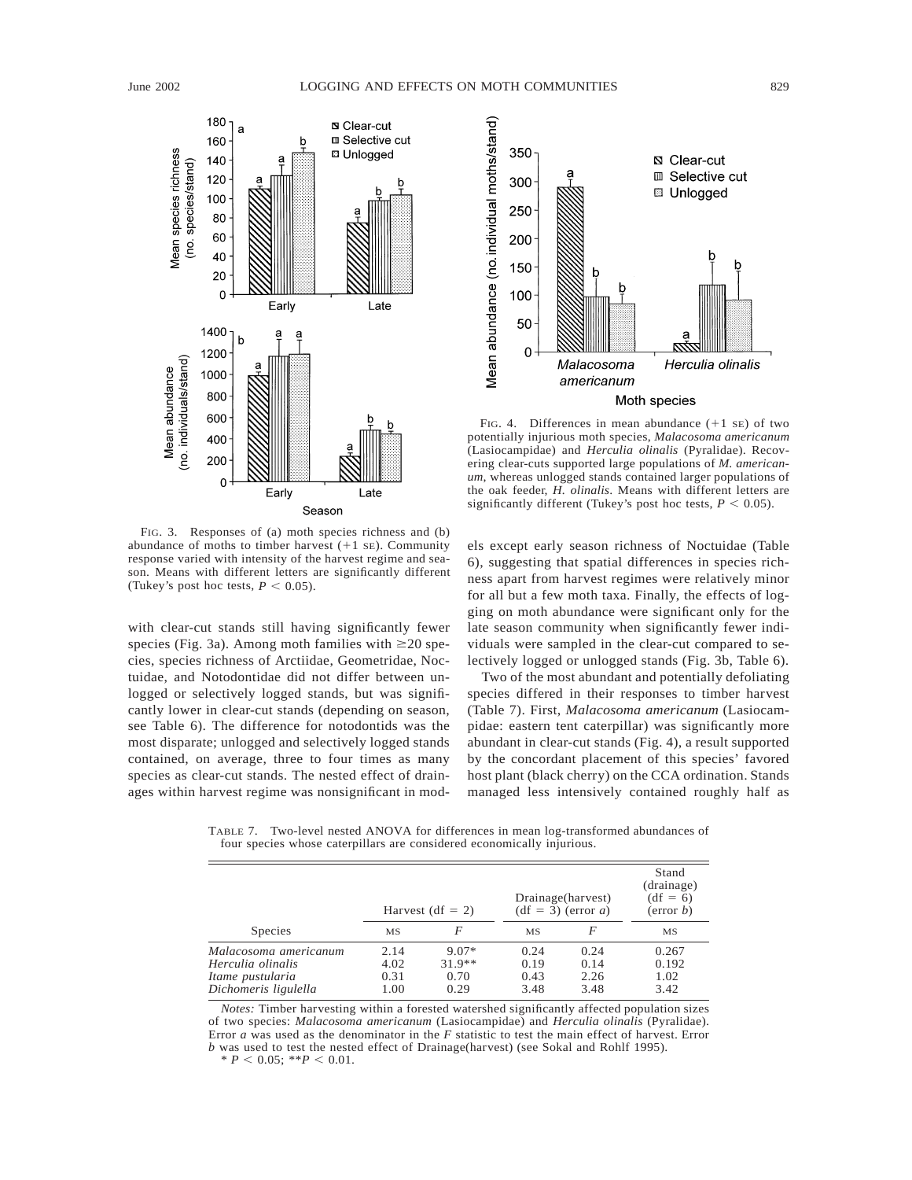FIG. 3. Responses of (a) moth species richness and (b) abundance of moths to timber harvest (+1 SE). Community response varied with intensity of the harvest regime and season. Means with different letters are significantly different (Tukey's post hoc tests, $P < 0.05$).

FIG. 4. Differences in mean abundance (+1 SE) of two potentially injurious moth species, *Malacosoma americanum* (Lasiocampidae) and *Herculia olinalis* (Pyralidae). Recovering clear-cuts supported large populations of *M. americanum*, whereas unlogged stands contained larger populations of the oak feeder, *H. olinalis*. Means with different letters are significantly different (Tukey's post hoc tests, $P < 0.05$).

with clear-cut stands still having significantly fewer species (Fig. 3a). Among moth families with ≥20 species, species richness of Arctiidae, Geometridae, Noctuidae, and Notodontidae did not differ between unlogged or selectively logged stands, but was significantly lower in clear-cut stands (depending on season, see Table 6). The difference for notodontids was the most disparate; unlogged and selectively logged stands contained, on average, three to four times as many species as clear-cut stands. The nested effect of drainages within harvest regime was nonsignificant in models except early season richness of Noctuidae (Table 6), suggesting that spatial differences in species richness apart from harvest regimes were relatively minor for all but a few moth taxa. Finally, the effects of logging on moth abundance were significant only for the late season community when significantly fewer individuals were sampled in the clear-cut compared to selectively logged or unlogged stands (Fig. 3b, Table 6).

Two of the most abundant and potentially defoliating species differed in their responses to timber harvest (Table 7). First, *Malacosoma americanum* (Lasiocampidae: eastern tent caterpillar) was significantly more abundant in clear-cut stands (Fig. 4), a result supported by the concordant placement of this species' favored host plant (black cherry) on the CCA ordination. Stands managed less intensively contained roughly half as

TABLE 7. Two-level nested ANOVA for differences in mean log-transformed abundances of four species whose caterpillars are considered economically injurious.

| Species | Harvest (df = 2) | | Drainage(harvest) (df = 3) (error *a*) | | Stand (drainage) (df = 6) (error *b*) |
|---|---|---|---|---|---|
| | MS | *F* | MS | *F* | MS |
| *Malacosoma americanum* | 2.14 | 9.07* | 0.24 | 0.24 | 0.267 |
| *Herculia olinalis* | 4.02 | 31.9** | 0.19 | 0.14 | 0.192 |
| *Itame pustularia* | 0.31 | 0.70 | 0.43 | 2.26 | 1.02 |
| *Dichomeris ligulella* | 1.00 | 0.29 | 3.48 | 3.48 | 3.42 |

*Notes:* Timber harvesting within a forested watershed significantly affected population sizes of two species: *Malacosoma americanum* (Lasiocampidae) and *Herculia olinalis* (Pyralidae). Error *a* was used as the denominator in the *F* statistic to test the main effect of harvest. Error *b* was used to test the nested effect of Drainage(harvest) (see Sokal and Rohlf 1995).

\* $P < 0.05$; ** $P < 0.01$.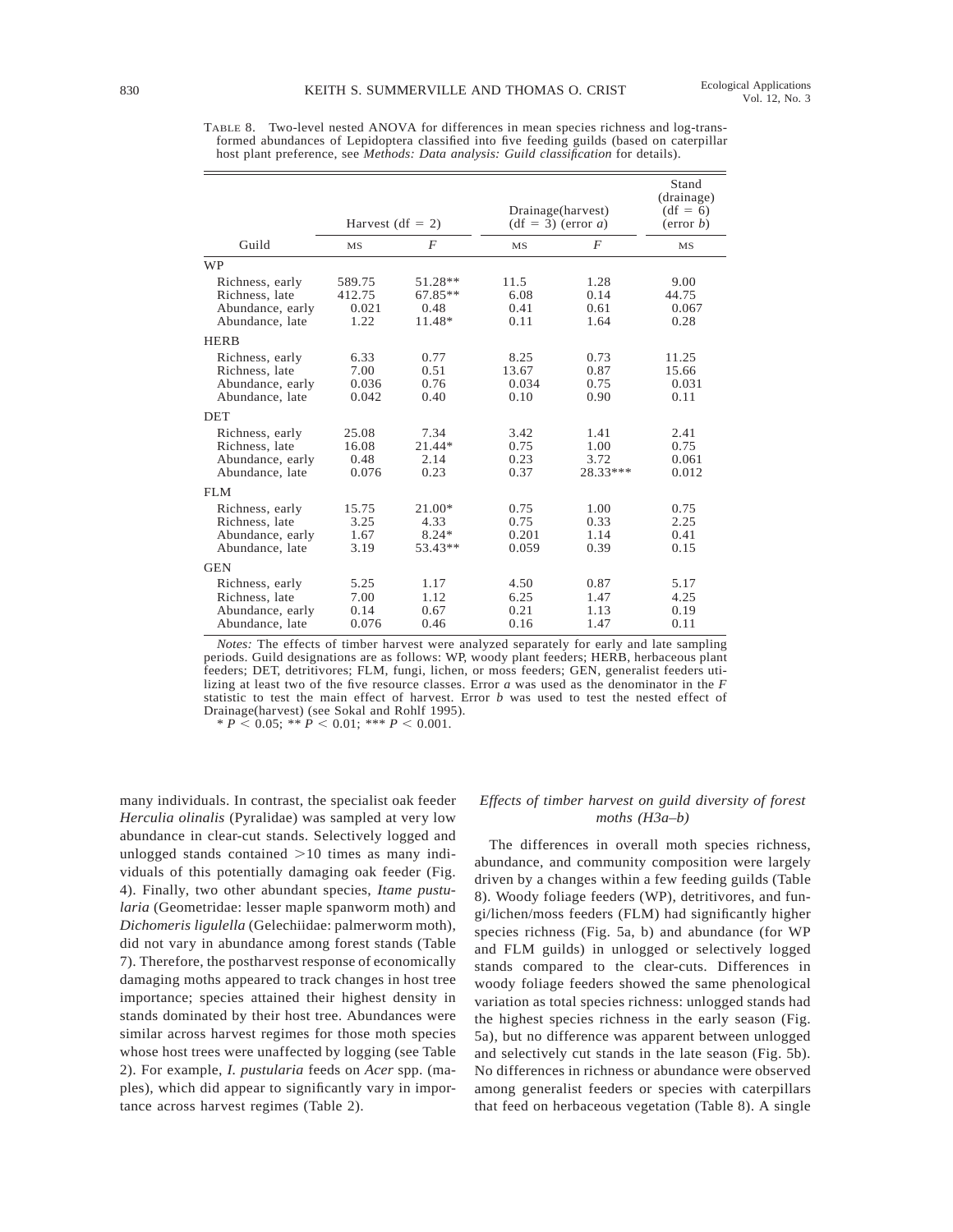TABLE 8. Two-level nested ANOVA for differences in mean species richness and log-transformed abundances of Lepidoptera classified into five feeding guilds (based on caterpillar host plant preference, see *Methods: Data analysis: Guild classification* for details).

| Guild | Harvest (df = 2) | | Drainage(harvest) (df = 3) (error *a*) | | Stand (drainage) (df = 6) (error *b*) |
|---|---|---|---|---|---|
| | MS | *F* | MS | *F* | MS |
| **WP** | | | | | |
| Richness, early | 589.75 | 51.28** | 11.5 | 1.28 | 9.00 |
| Richness, late | 412.75 | 67.85** | 6.08 | 0.14 | 44.75 |
| Abundance, early | 0.021 | 0.48 | 0.41 | 0.61 | 0.067 |
| Abundance, late | 1.22 | 11.48* | 0.11 | 1.64 | 0.28 |
| **HERB** | | | | | |
| Richness, early | 6.33 | 0.77 | 8.25 | 0.73 | 11.25 |
| Richness, late | 7.00 | 0.51 | 13.67 | 0.87 | 15.66 |
| Abundance, early | 0.036 | 0.76 | 0.034 | 0.75 | 0.031 |
| Abundance, late | 0.042 | 0.40 | 0.10 | 0.90 | 0.11 |
| **DET** | | | | | |
| Richness, early | 25.08 | 7.34 | 3.42 | 1.41 | 2.41 |
| Richness, late | 16.08 | 21.44* | 0.75 | 1.00 | 0.75 |
| Abundance, early | 0.48 | 2.14 | 0.23 | 3.72 | 0.061 |
| Abundance, late | 0.076 | 0.23 | 0.37 | 28.33*** | 0.012 |
| **FLM** | | | | | |
| Richness, early | 15.75 | 21.00* | 0.75 | 1.00 | 0.75 |
| Richness, late | 3.25 | 4.33 | 0.75 | 0.33 | 2.25 |
| Abundance, early | 1.67 | 8.24* | 0.201 | 1.14 | 0.41 |
| Abundance, late | 3.19 | 53.43** | 0.059 | 0.39 | 0.15 |
| **GEN** | | | | | |
| Richness, early | 5.25 | 1.17 | 4.50 | 0.87 | 5.17 |
| Richness, late | 7.00 | 1.12 | 6.25 | 1.47 | 4.25 |
| Abundance, early | 0.14 | 0.67 | 0.21 | 1.13 | 0.19 |
| Abundance, late | 0.076 | 0.46 | 0.16 | 1.47 | 0.11 |

*Notes:* The effects of timber harvest were analyzed separately for early and late sampling periods. Guild designations are as follows: WP, woody plant feeders; HERB, herbaceous plant feeders; DET, detritivores; FLM, fungi, lichen, or moss feeders; GEN, generalist feeders utilizing at least two of the five resource classes. Error *a* was used as the denominator in the *F* statistic to test the main effect of harvest. Error *b* was used to test the nested effect of Drainage(harvest) (see Sokal and Rohlf 1995).

\* $P < 0.05$; \*\* $P < 0.01$; \*\*\* $P < 0.001$.

many individuals. In contrast, the specialist oak feeder *Herculia olinalis* (Pyralidae) was sampled at very low abundance in clear-cut stands. Selectively logged and unlogged stands contained >10 times as many individuals of this potentially damaging oak feeder (Fig. 4). Finally, two other abundant species, *Itame pustularia* (Geometridae: lesser maple spanworm moth) and *Dichomeris ligulella* (Gelechiidae: palmerworm moth), did not vary in abundance among forest stands (Table 7). Therefore, the postharvest response of economically damaging moths appeared to track changes in host tree importance; species attained their highest density in stands dominated by their host tree. Abundances were similar across harvest regimes for those moth species whose host trees were unaffected by logging (see Table 2). For example, *I. pustularia* feeds on *Acer* spp. (maples), which did appear to significantly vary in importance across harvest regimes (Table 2).

### *Effects of timber harvest on guild diversity of forest moths (H3a–b)*

The differences in overall moth species richness, abundance, and community composition were largely driven by a changes within a few feeding guilds (Table 8). Woody foliage feeders (WP), detritivores, and fungi/lichen/moss feeders (FLM) had significantly higher species richness (Fig. 5a, b) and abundance (for WP and FLM guilds) in unlogged or selectively logged stands compared to the clear-cuts. Differences in woody foliage feeders showed the same phenological variation as total species richness: unlogged stands had the highest species richness in the early season (Fig. 5a), but no difference was apparent between unlogged and selectively cut stands in the late season (Fig. 5b). No differences in richness or abundance were observed among generalist feeders or species with caterpillars that feed on herbaceous vegetation (Table 8). A single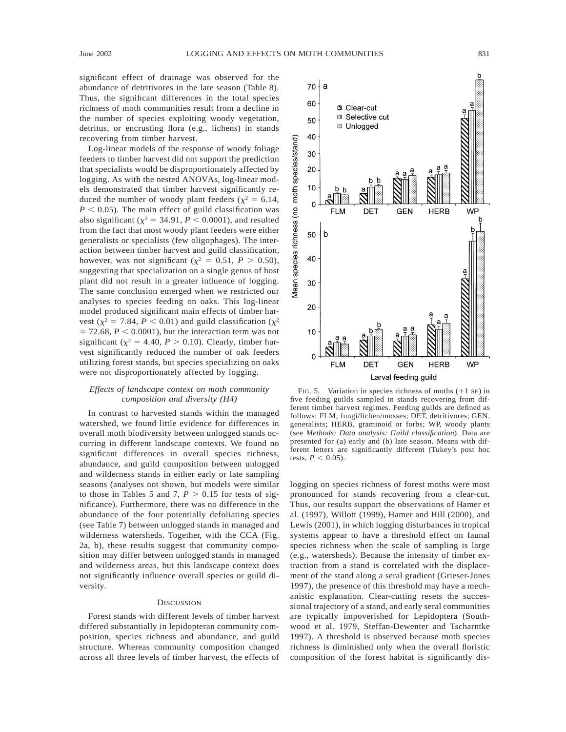significant effect of drainage was observed for the abundance of detritivores in the late season (Table 8). Thus, the significant differences in the total species richness of moth communities result from a decline in the number of species exploiting woody vegetation, detritus, or encrusting flora (e.g., lichens) in stands recovering from timber harvest.

Log-linear models of the response of woody foliage feeders to timber harvest did not support the prediction that specialists would be disproportionately affected by logging. As with the nested ANOVAs, log-linear models demonstrated that timber harvest significantly reduced the number of woody plant feeders ($\chi^2 = 6.14$, $P < 0.05$). The main effect of guild classification was also significant ($\chi^2 = 34.91$, $P < 0.0001$), and resulted from the fact that most woody plant feeders were either generalists or specialists (few oligophages). The interaction between timber harvest and guild classification, however, was not significant ($\chi^2 = 0.51$, $P > 0.50$), suggesting that specialization on a single genus of host plant did not result in a greater influence of logging. The same conclusion emerged when we restricted our analyses to species feeding on oaks. This log-linear model produced significant main effects of timber harvest ($\chi^2 = 7.84$, $P < 0.01$) and guild classification ($\chi^2 = 72.68$, $P < 0.0001$), but the interaction term was not significant ($\chi^2 = 4.40$, $P > 0.10$). Clearly, timber harvest significantly reduced the number of oak feeders utilizing forest stands, but species specializing on oaks were not disproportionately affected by logging.

### *Effects of landscape context on moth community composition and diversity (H4)*

In contrast to harvested stands within the managed watershed, we found little evidence for differences in overall moth biodiversity between unlogged stands occurring in different landscape contexts. We found no significant differences in overall species richness, abundance, and guild composition between unlogged and wilderness stands in either early or late sampling seasons (analyses not shown, but models were similar to those in Tables 5 and 7, $P > 0.15$ for tests of significance). Furthermore, there was no difference in the abundance of the four potentially defoliating species (see Table 7) between unlogged stands in managed and wilderness watersheds. Together, with the CCA (Fig. 2a, b), these results suggest that community composition may differ between unlogged stands in managed and wilderness areas, but this landscape context does not significantly influence overall species or guild diversity.

## Discussion

Forest stands with different levels of timber harvest differed substantially in lepidopteran community composition, species richness and abundance, and guild structure. Whereas community composition changed across all three levels of timber harvest, the effects of logging on species richness of forest moths were most pronounced for stands recovering from a clear-cut. Thus, our results support the observations of Hamer et al. (1997), Willott (1999), Hamer and Hill (2000), and Lewis (2001), in which logging disturbances in tropical systems appear to have a threshold effect on faunal species richness when the scale of sampling is large (e.g., watersheds). Because the intensity of timber extraction from a stand is correlated with the displacement of the stand along a seral gradient (Grieser-Jones 1997), the presence of this threshold may have a mechanistic explanation. Clear-cutting resets the successional trajectory of a stand, and early seral communities are typically impoverished for Lepidoptera (Southwood et al. 1979, Steffan-Dewenter and Tscharntke 1997). A threshold is observed because moth species richness is diminished only when the overall floristic composition of the forest habitat is significantly dis-

FIG. 5. Variation in species richness of moths (+1 SE) in five feeding guilds sampled in stands recovering from different timber harvest regimes. Feeding guilds are defined as follows: FLM, fungi/lichen/mosses; DET, detritivores; GEN, generalists; HERB, graminoid or forbs; WP, woody plants (see *Methods: Data analysis: Guild classification*). Data are presented for (a) early and (b) late season. Means with different letters are significantly different (Tukey's post hoc tests, $P < 0.05$).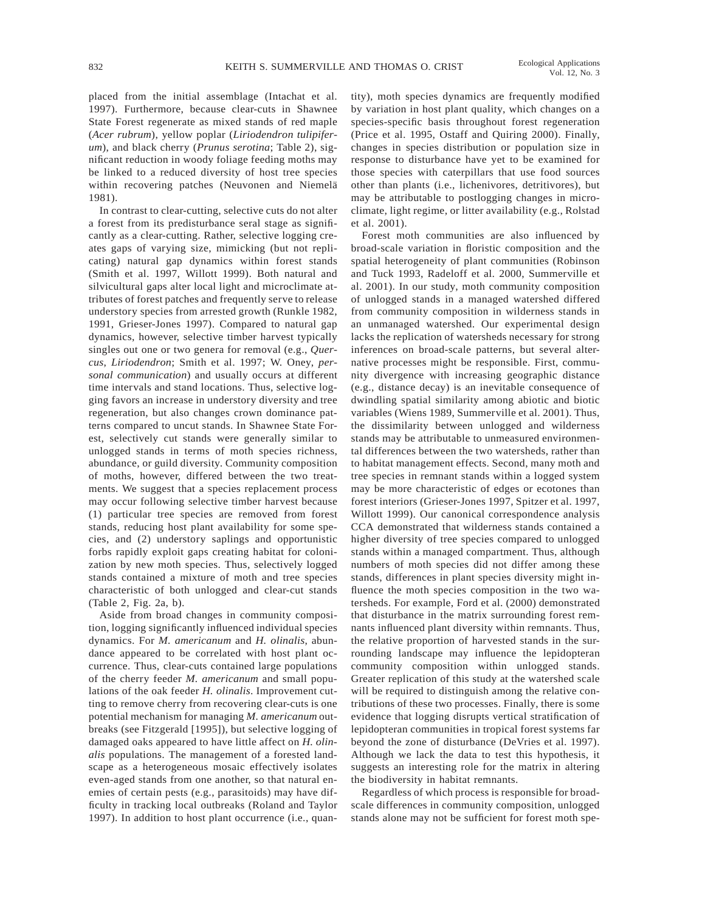placed from the initial assemblage (Intachat et al. 1997). Furthermore, because clear-cuts in Shawnee State Forest regenerate as mixed stands of red maple (*Acer rubrum*), yellow poplar (*Liriodendron tulipiferum*), and black cherry (*Prunus serotina*; Table 2), significant reduction in woody foliage feeding moths may be linked to a reduced diversity of host tree species within recovering patches (Neuvonen and Niemelä 1981).

In contrast to clear-cutting, selective cuts do not alter a forest from its predisturbance seral stage as significantly as a clear-cutting. Rather, selective logging creates gaps of varying size, mimicking (but not replicating) natural gap dynamics within forest stands (Smith et al. 1997, Willott 1999). Both natural and silvicultural gaps alter local light and microclimate attributes of forest patches and frequently serve to release understory species from arrested growth (Runkle 1982, 1991, Grieser-Jones 1997). Compared to natural gap dynamics, however, selective timber harvest typically singles out one or two genera for removal (e.g., *Quercus*, *Liriodendron*; Smith et al. 1997; W. Oney, *personal communication*) and usually occurs at different time intervals and stand locations. Thus, selective logging favors an increase in understory diversity and tree regeneration, but also changes crown dominance patterns compared to uncut stands. In Shawnee State Forest, selectively cut stands were generally similar to unlogged stands in terms of moth species richness, abundance, or guild diversity. Community composition of moths, however, differed between the two treatments. We suggest that a species replacement process may occur following selective timber harvest because (1) particular tree species are removed from forest stands, reducing host plant availability for some species, and (2) understory saplings and opportunistic forbs rapidly exploit gaps creating habitat for colonization by new moth species. Thus, selectively logged stands contained a mixture of moth and tree species characteristic of both unlogged and clear-cut stands (Table 2, Fig. 2a, b).

Aside from broad changes in community composition, logging significantly influenced individual species dynamics. For *M. americanum* and *H. olinalis*, abundance appeared to be correlated with host plant occurrence. Thus, clear-cuts contained large populations of the cherry feeder *M. americanum* and small populations of the oak feeder *H. olinalis*. Improvement cutting to remove cherry from recovering clear-cuts is one potential mechanism for managing *M. americanum* outbreaks (see Fitzgerald [1995]), but selective logging of damaged oaks appeared to have little affect on *H. olinalis* populations. The management of a forested landscape as a heterogeneous mosaic effectively isolates even-aged stands from one another, so that natural enemies of certain pests (e.g., parasitoids) may have difficulty in tracking local outbreaks (Roland and Taylor 1997). In addition to host plant occurrence (i.e., quantity), moth species dynamics are frequently modified by variation in host plant quality, which changes on a species-specific basis throughout forest regeneration (Price et al. 1995, Ostaff and Quiring 2000). Finally, changes in species distribution or population size in response to disturbance have yet to be examined for those species with caterpillars that use food sources other than plants (i.e., lichenivores, detritivores), but may be attributable to postlogging changes in microclimate, light regime, or litter availability (e.g., Rolstad et al. 2001).

Forest moth communities are also influenced by broad-scale variation in floristic composition and the spatial heterogeneity of plant communities (Robinson and Tuck 1993, Radeloff et al. 2000, Summerville et al. 2001). In our study, moth community composition of unlogged stands in a managed watershed differed from community composition in wilderness stands in an unmanaged watershed. Our experimental design lacks the replication of watersheds necessary for strong inferences on broad-scale patterns, but several alternative processes might be responsible. First, community divergence with increasing geographic distance (e.g., distance decay) is an inevitable consequence of dwindling spatial similarity among abiotic and biotic variables (Wiens 1989, Summerville et al. 2001). Thus, the dissimilarity between unlogged and wilderness stands may be attributable to unmeasured environmental differences between the two watersheds, rather than to habitat management effects. Second, many moth and tree species in remnant stands within a logged system may be more characteristic of edges or ecotones than forest interiors (Grieser-Jones 1997, Spitzer et al. 1997, Willott 1999). Our canonical correspondence analysis CCA demonstrated that wilderness stands contained a higher diversity of tree species compared to unlogged stands within a managed compartment. Thus, although numbers of moth species did not differ among these stands, differences in plant species diversity might influence the moth species composition in the two watersheds. For example, Ford et al. (2000) demonstrated that disturbance in the matrix surrounding forest remnants influenced plant diversity within remnants. Thus, the relative proportion of harvested stands in the surrounding landscape may influence the lepidopteran community composition within unlogged stands. Greater replication of this study at the watershed scale will be required to distinguish among the relative contributions of these two processes. Finally, there is some evidence that logging disrupts vertical stratification of lepidopteran communities in tropical forest systems far beyond the zone of disturbance (DeVries et al. 1997). Although we lack the data to test this hypothesis, it suggests an interesting role for the matrix in altering the biodiversity in habitat remnants.

Regardless of which process is responsible for broad-scale differences in community composition, unlogged stands alone may not be sufficient for forest moth spe-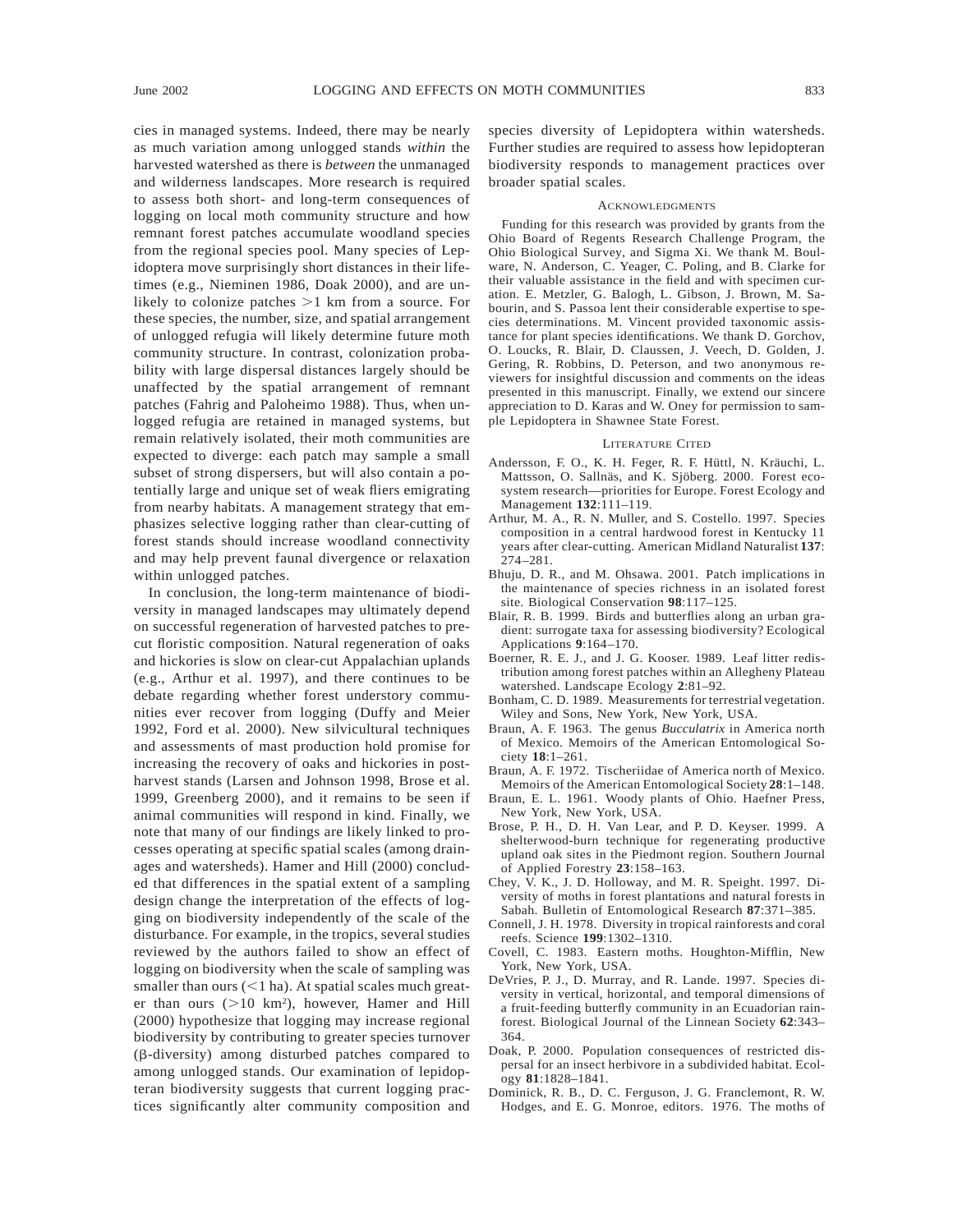cies in managed systems. Indeed, there may be nearly as much variation among unlogged stands *within* the harvested watershed as there is *between* the unmanaged and wilderness landscapes. More research is required to assess both short- and long-term consequences of logging on local moth community structure and how remnant forest patches accumulate woodland species from the regional species pool. Many species of Lepidoptera move surprisingly short distances in their lifetimes (e.g., Nieminen 1986, Doak 2000), and are unlikely to colonize patches >1 km from a source. For these species, the number, size, and spatial arrangement of unlogged refugia will likely determine future moth community structure. In contrast, colonization probability with large dispersal distances largely should be unaffected by the spatial arrangement of remnant patches (Fahrig and Paloheimo 1988). Thus, when unlogged refugia are retained in managed systems, but remain relatively isolated, their moth communities are expected to diverge: each patch may sample a small subset of strong dispersers, but will also contain a potentially large and unique set of weak fliers emigrating from nearby habitats. A management strategy that emphasizes selective logging rather than clear-cutting of forest stands should increase woodland connectivity and may help prevent faunal divergence or relaxation within unlogged patches.

In conclusion, the long-term maintenance of biodiversity in managed landscapes may ultimately depend on successful regeneration of harvested patches to precut floristic composition. Natural regeneration of oaks and hickories is slow on clear-cut Appalachian uplands (e.g., Arthur et al. 1997), and there continues to be debate regarding whether forest understory communities ever recover from logging (Duffy and Meier 1992, Ford et al. 2000). New silvicultural techniques and assessments of mast production hold promise for increasing the recovery of oaks and hickories in postharvest stands (Larsen and Johnson 1998, Brose et al. 1999, Greenberg 2000), and it remains to be seen if animal communities will respond in kind. Finally, we note that many of our findings are likely linked to processes operating at specific spatial scales (among drainages and watersheds). Hamer and Hill (2000) concluded that differences in the spatial extent of a sampling design change the interpretation of the effects of logging on biodiversity independently of the scale of the disturbance. For example, in the tropics, several studies reviewed by the authors failed to show an effect of logging on biodiversity when the scale of sampling was smaller than ours (<1 ha). At spatial scales much greater than ours (>10 km$^2$), however, Hamer and Hill (2000) hypothesize that logging may increase regional biodiversity by contributing to greater species turnover ($\beta$-diversity) among disturbed patches compared to among unlogged stands. Our examination of lepidopteran biodiversity suggests that current logging practices significantly alter community composition and species diversity of Lepidoptera within watersheds. Further studies are required to assess how lepidopteran biodiversity responds to management practices over broader spatial scales.

## Acknowledgments

Funding for this research was provided by grants from the Ohio Board of Regents Research Challenge Program, the Ohio Biological Survey, and Sigma Xi. We thank M. Boulware, N. Anderson, C. Yeager, C. Poling, and B. Clarke for their valuable assistance in the field and with specimen curation. E. Metzler, G. Balogh, L. Gibson, J. Brown, M. Sabourin, and S. Passoa lent their considerable expertise to species determinations. M. Vincent provided taxonomic assistance for plant species identifications. We thank D. Gorchov, O. Loucks, R. Blair, D. Claussen, J. Veech, D. Golden, J. Gering, R. Robbins, D. Peterson, and two anonymous reviewers for insightful discussion and comments on the ideas presented in this manuscript. Finally, we extend our sincere appreciation to D. Karas and W. Oney for permission to sample Lepidoptera in Shawnee State Forest.

## Literature Cited

Andersson, F. O., K. H. Feger, R. F. Hüttl, N. Kräuchi, L. Mattsson, O. Sallnäs, and K. Sjöberg. 2000. Forest ecosystem research—priorities for Europe. Forest Ecology and Management **132**:111–119.

Arthur, M. A., R. N. Muller, and S. Costello. 1997. Species composition in a central hardwood forest in Kentucky 11 years after clear-cutting. American Midland Naturalist **137**: 274–281.

Bhuju, D. R., and M. Ohsawa. 2001. Patch implications in the maintenance of species richness in an isolated forest site. Biological Conservation **98**:117–125.

Blair, R. B. 1999. Birds and butterflies along an urban gradient: surrogate taxa for assessing biodiversity? Ecological Applications **9**:164–170.

Boerner, R. E. J., and J. G. Kooser. 1989. Leaf litter redistribution among forest patches within an Allegheny Plateau watershed. Landscape Ecology **2**:81–92.

Bonham, C. D. 1989. Measurements for terrestrial vegetation. Wiley and Sons, New York, New York, USA.

Braun, A. F. 1963. The genus *Bucculatrix* in America north of Mexico. Memoirs of the American Entomological Society **18**:1–261.

Braun, A. F. 1972. Tischeriidae of America north of Mexico. Memoirs of the American Entomological Society **28**:1–148.

Braun, E. L. 1961. Woody plants of Ohio. Haefner Press, New York, New York, USA.

Brose, P. H., D. H. Van Lear, and P. D. Keyser. 1999. A shelterwood-burn technique for regenerating productive upland oak sites in the Piedmont region. Southern Journal of Applied Forestry **23**:158–163.

Chey, V. K., J. D. Holloway, and M. R. Speight. 1997. Diversity of moths in forest plantations and natural forests in Sabah. Bulletin of Entomological Research **87**:371–385.

Connell, J. H. 1978. Diversity in tropical rainforests and coral reefs. Science **199**:1302–1310.

Covell, C. 1983. Eastern moths. Houghton-Mifflin, New York, New York, USA.

DeVries, P. J., D. Murray, and R. Lande. 1997. Species diversity in vertical, horizontal, and temporal dimensions of a fruit-feeding butterfly community in an Ecuadorian rainforest. Biological Journal of the Linnean Society **62**:343–364.

Doak, P. 2000. Population consequences of restricted dispersal for an insect herbivore in a subdivided habitat. Ecology **81**:1828–1841.

Dominick, R. B., D. C. Ferguson, J. G. Franclemont, R. W. Hodges, and E. G. Monroe, editors. 1976. The moths of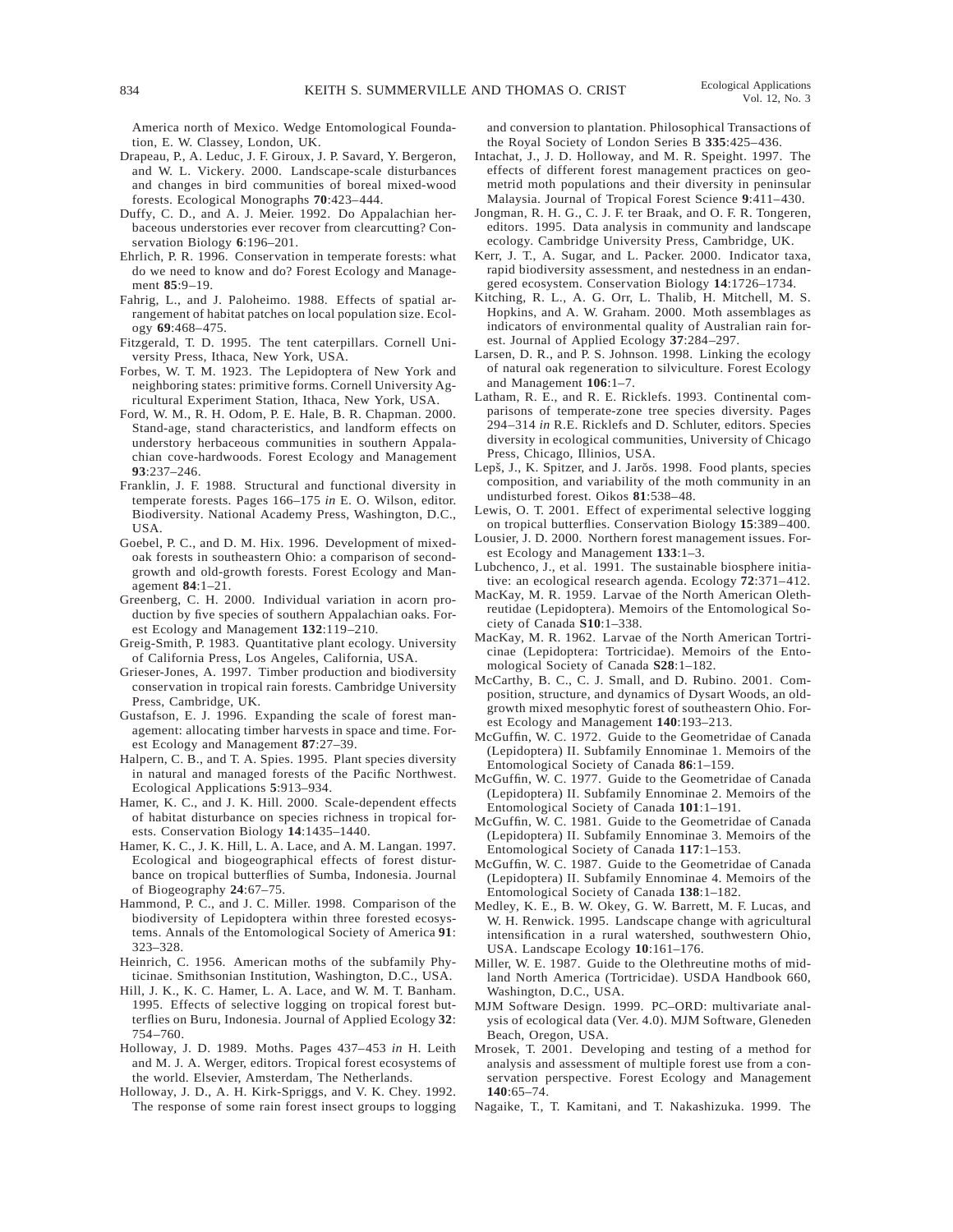America north of Mexico. Wedge Entomological Foundation, E. W. Classey, London, UK.

Drapeau, P., A. Leduc, J. F. Giroux, J. P. Savard, Y. Bergeron, and W. L. Vickery. 2000. Landscape-scale disturbances and changes in bird communities of boreal mixed-wood forests. Ecological Monographs **70**:423–444.

Duffy, C. D., and A. J. Meier. 1992. Do Appalachian herbaceous understories ever recover from clearcutting? Conservation Biology **6**:196–201.

Ehrlich, P. R. 1996. Conservation in temperate forests: what do we need to know and do? Forest Ecology and Management **85**:9–19.

Fahrig, L., and J. Paloheimo. 1988. Effects of spatial arrangement of habitat patches on local population size. Ecology **69**:468–475.

Fitzgerald, T. D. 1995. The tent caterpillars. Cornell University Press, Ithaca, New York, USA.

Forbes, W. T. M. 1923. The Lepidoptera of New York and neighboring states: primitive forms. Cornell University Agricultural Experiment Station, Ithaca, New York, USA.

Ford, W. M., R. H. Odom, P. E. Hale, B. R. Chapman. 2000. Stand-age, stand characteristics, and landform effects on understory herbaceous communities in southern Appalachian cove-hardwoods. Forest Ecology and Management **93**:237–246.

Franklin, J. F. 1988. Structural and functional diversity in temperate forests. Pages 166–175 *in* E. O. Wilson, editor. Biodiversity. National Academy Press, Washington, D.C., USA.

Goebel, P. C., and D. M. Hix. 1996. Development of mixed-oak forests in southeastern Ohio: a comparison of second-growth and old-growth forests. Forest Ecology and Management **84**:1–21.

Greenberg, C. H. 2000. Individual variation in acorn production by five species of southern Appalachian oaks. Forest Ecology and Management **132**:119–210.

Greig-Smith, P. 1983. Quantitative plant ecology. University of California Press, Los Angeles, California, USA.

Grieser-Jones, A. 1997. Timber production and biodiversity conservation in tropical rain forests. Cambridge University Press, Cambridge, UK.

Gustafson, E. J. 1996. Expanding the scale of forest management: allocating timber harvests in space and time. Forest Ecology and Management **87**:27–39.

Halpern, C. B., and T. A. Spies. 1995. Plant species diversity in natural and managed forests of the Pacific Northwest. Ecological Applications **5**:913–934.

Hamer, K. C., and J. K. Hill. 2000. Scale-dependent effects of habitat disturbance on species richness in tropical forests. Conservation Biology **14**:1435–1440.

Hamer, K. C., J. K. Hill, L. A. Lace, and A. M. Langan. 1997. Ecological and biogeographical effects of forest disturbance on tropical butterflies of Sumba, Indonesia. Journal of Biogeography **24**:67–75.

Hammond, P. C., and J. C. Miller. 1998. Comparison of the biodiversity of Lepidoptera within three forested ecosystems. Annals of the Entomological Society of America **91**: 323–328.

Heinrich, C. 1956. American moths of the subfamily Phyticinae. Smithsonian Institution, Washington, D.C., USA.

Hill, J. K., K. C. Hamer, L. A. Lace, and W. M. T. Banham. 1995. Effects of selective logging on tropical forest butterflies on Buru, Indonesia. Journal of Applied Ecology **32**: 754–760.

Holloway, J. D. 1989. Moths. Pages 437–453 *in* H. Leith and M. J. A. Werger, editors. Tropical forest ecosystems of the world. Elsevier, Amsterdam, The Netherlands.

Holloway, J. D., A. H. Kirk-Spriggs, and V. K. Chey. 1992. The response of some rain forest insect groups to logging and conversion to plantation. Philosophical Transactions of the Royal Society of London Series B **335**:425–436.

Intachat, J., J. D. Holloway, and M. R. Speight. 1997. The effects of different forest management practices on geometrid moth populations and their diversity in peninsular Malaysia. Journal of Tropical Forest Science **9**:411–430.

Jongman, R. H. G., C. J. F. ter Braak, and O. F. R. Tongeren, editors. 1995. Data analysis in community and landscape ecology. Cambridge University Press, Cambridge, UK.

Kerr, J. T., A. Sugar, and L. Packer. 2000. Indicator taxa, rapid biodiversity assessment, and nestedness in an endangered ecosystem. Conservation Biology **14**:1726–1734.

Kitching, R. L., A. G. Orr, L. Thalib, H. Mitchell, M. S. Hopkins, and A. W. Graham. 2000. Moth assemblages as indicators of environmental quality of Australian rain forest. Journal of Applied Ecology **37**:284–297.

Larsen, D. R., and P. S. Johnson. 1998. Linking the ecology of natural oak regeneration to silviculture. Forest Ecology and Management **106**:1–7.

Latham, R. E., and R. E. Ricklefs. 1993. Continental comparisons of temperate-zone tree species diversity. Pages 294–314 *in* R.E. Ricklefs and D. Schluter, editors. Species diversity in ecological communities, University of Chicago Press, Chicago, Illinios, USA.

Lepš, J., K. Spitzer, and J. Jarŏs. 1998. Food plants, species composition, and variability of the moth community in an undisturbed forest. Oikos **81**:538–48.

Lewis, O. T. 2001. Effect of experimental selective logging on tropical butterflies. Conservation Biology **15**:389–400.

Lousier, J. D. 2000. Northern forest management issues. Forest Ecology and Management **133**:1–3.

Lubchenco, J., et al. 1991. The sustainable biosphere initiative: an ecological research agenda. Ecology **72**:371–412.

MacKay, M. R. 1959. Larvae of the North American Olethreutidae (Lepidoptera). Memoirs of the Entomological Society of Canada **S10**:1–338.

MacKay, M. R. 1962. Larvae of the North American Tortricinae (Lepidoptera: Tortricidae). Memoirs of the Entomological Society of Canada **S28**:1–182.

McCarthy, B. C., C. J. Small, and D. Rubino. 2001. Composition, structure, and dynamics of Dysart Woods, an old-growth mixed mesophytic forest of southeastern Ohio. Forest Ecology and Management **140**:193–213.

McGuffin, W. C. 1972. Guide to the Geometridae of Canada (Lepidoptera) II. Subfamily Ennominae 1. Memoirs of the Entomological Society of Canada **86**:1–159.

McGuffin, W. C. 1977. Guide to the Geometridae of Canada (Lepidoptera) II. Subfamily Ennominae 2. Memoirs of the Entomological Society of Canada **101**:1–191.

McGuffin, W. C. 1981. Guide to the Geometridae of Canada (Lepidoptera) II. Subfamily Ennominae 3. Memoirs of the Entomological Society of Canada **117**:1–153.

McGuffin, W. C. 1987. Guide to the Geometridae of Canada (Lepidoptera) II. Subfamily Ennominae 4. Memoirs of the Entomological Society of Canada **138**:1–182.

Medley, K. E., B. W. Okey, G. W. Barrett, M. F. Lucas, and W. H. Renwick. 1995. Landscape change with agricultural intensification in a rural watershed, southwestern Ohio, USA. Landscape Ecology **10**:161–176.

Miller, W. E. 1987. Guide to the Olethreutine moths of midland North America (Tortricidae). USDA Handbook 660, Washington, D.C., USA.

MJM Software Design. 1999. PC–ORD: multivariate analysis of ecological data (Ver. 4.0). MJM Software, Gleneden Beach, Oregon, USA.

Mrosek, T. 2001. Developing and testing of a method for analysis and assessment of multiple forest use from a conservation perspective. Forest Ecology and Management **140**:65–74.

Nagaike, T., T. Kamitani, and T. Nakashizuka. 1999. The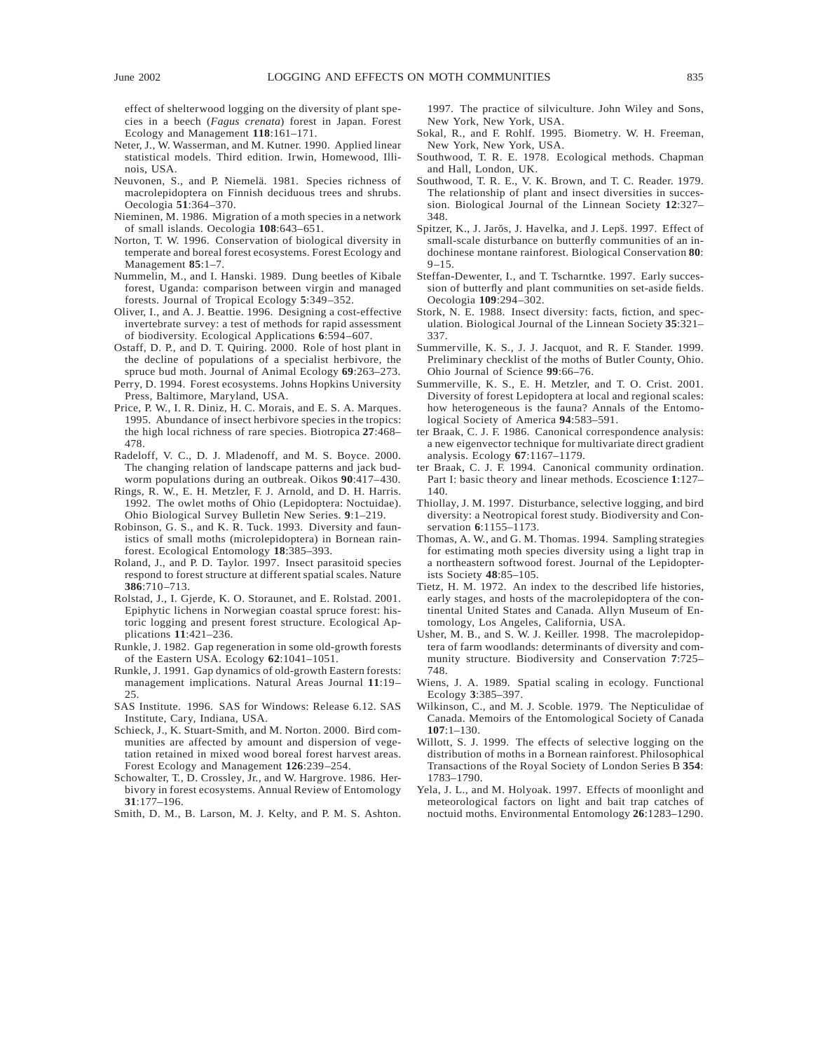effect of shelterwood logging on the diversity of plant species in a beech (*Fagus crenata*) forest in Japan. Forest Ecology and Management **118**:161–171.

Neter, J., W. Wasserman, and M. Kutner. 1990. Applied linear statistical models. Third edition. Irwin, Homewood, Illinois, USA.

Neuvonen, S., and P. Niemelä. 1981. Species richness of macrolepidoptera on Finnish deciduous trees and shrubs. Oecologia **51**:364–370.

Nieminen, M. 1986. Migration of a moth species in a network of small islands. Oecologia **108**:643–651.

Norton, T. W. 1996. Conservation of biological diversity in temperate and boreal forest ecosystems. Forest Ecology and Management **85**:1–7.

Nummelin, M., and I. Hanski. 1989. Dung beetles of Kibale forest, Uganda: comparison between virgin and managed forests. Journal of Tropical Ecology **5**:349–352.

Oliver, I., and A. J. Beattie. 1996. Designing a cost-effective invertebrate survey: a test of methods for rapid assessment of biodiversity. Ecological Applications **6**:594–607.

Ostaff, D. P., and D. T. Quiring. 2000. Role of host plant in the decline of populations of a specialist herbivore, the spruce bud moth. Journal of Animal Ecology **69**:263–273.

Perry, D. 1994. Forest ecosystems. Johns Hopkins University Press, Baltimore, Maryland, USA.

Price, P. W., I. R. Diniz, H. C. Morais, and E. S. A. Marques. 1995. Abundance of insect herbivore species in the tropics: the high local richness of rare species. Biotropica **27**:468–478.

Radeloff, V. C., D. J. Mladenoff, and M. S. Boyce. 2000. The changing relation of landscape patterns and jack budworm populations during an outbreak. Oikos **90**:417–430.

Rings, R. W., E. H. Metzler, F. J. Arnold, and D. H. Harris. 1992. The owlet moths of Ohio (Lepidoptera: Noctuidae). Ohio Biological Survey Bulletin New Series. **9**:1–219.

Robinson, G. S., and K. R. Tuck. 1993. Diversity and faunistics of small moths (microlepidoptera) in Bornean rainforest. Ecological Entomology **18**:385–393.

Roland, J., and P. D. Taylor. 1997. Insect parasitoid species respond to forest structure at different spatial scales. Nature **386**:710–713.

Rolstad, J., I. Gjerde, K. O. Storaunet, and E. Rolstad. 2001. Epiphytic lichens in Norwegian coastal spruce forest: historic logging and present forest structure. Ecological Applications **11**:421–236.

Runkle, J. 1982. Gap regeneration in some old-growth forests of the Eastern USA. Ecology **62**:1041–1051.

Runkle, J. 1991. Gap dynamics of old-growth Eastern forests: management implications. Natural Areas Journal **11**:19–25.

SAS Institute. 1996. SAS for Windows: Release 6.12. SAS Institute, Cary, Indiana, USA.

Schieck, J., K. Stuart-Smith, and M. Norton. 2000. Bird communities are affected by amount and dispersion of vegetation retained in mixed wood boreal forest harvest areas. Forest Ecology and Management **126**:239–254.

Schowalter, T., D. Crossley, Jr., and W. Hargrove. 1986. Herbivory in forest ecosystems. Annual Review of Entomology **31**:177–196.

Smith, D. M., B. Larson, M. J. Kelty, and P. M. S. Ashton. 1997. The practice of silviculture. John Wiley and Sons, New York, New York, USA.

Sokal, R., and F. Rohlf. 1995. Biometry. W. H. Freeman, New York, New York, USA.

Southwood, T. R. E. 1978. Ecological methods. Chapman and Hall, London, UK.

Southwood, T. R. E., V. K. Brown, and T. C. Reader. 1979. The relationship of plant and insect diversities in succession. Biological Journal of the Linnean Society **12**:327–348.

Spitzer, K., J. Jarŏs, J. Havelka, and J. Lepš. 1997. Effect of small-scale disturbance on butterfly communities of an indochinese montane rainforest. Biological Conservation **80**: 9–15.

Steffan-Dewenter, I., and T. Tscharntke. 1997. Early succession of butterfly and plant communities on set-aside fields. Oecologia **109**:294–302.

Stork, N. E. 1988. Insect diversity: facts, fiction, and speculation. Biological Journal of the Linnean Society **35**:321–337.

Summerville, K. S., J. J. Jacquot, and R. F. Stander. 1999. Preliminary checklist of the moths of Butler County, Ohio. Ohio Journal of Science **99**:66–76.

Summerville, K. S., E. H. Metzler, and T. O. Crist. 2001. Diversity of forest Lepidoptera at local and regional scales: how heterogeneous is the fauna? Annals of the Entomological Society of America **94**:583–591.

ter Braak, C. J. F. 1986. Canonical correspondence analysis: a new eigenvector technique for multivariate direct gradient analysis. Ecology **67**:1167–1179.

ter Braak, C. J. F. 1994. Canonical community ordination. Part I: basic theory and linear methods. Ecoscience **1**:127–140.

Thiollay, J. M. 1997. Disturbance, selective logging, and bird diversity: a Neotropical forest study. Biodiversity and Conservation **6**:1155–1173.

Thomas, A. W., and G. M. Thomas. 1994. Sampling strategies for estimating moth species diversity using a light trap in a northeastern softwood forest. Journal of the Lepidopterists Society **48**:85–105.

Tietz, H. M. 1972. An index to the described life histories, early stages, and hosts of the macrolepidoptera of the continental United States and Canada. Allyn Museum of Entomology, Los Angeles, California, USA.

Usher, M. B., and S. W. J. Keiller. 1998. The macrolepidoptera of farm woodlands: determinants of diversity and community structure. Biodiversity and Conservation **7**:725–748.

Wiens, J. A. 1989. Spatial scaling in ecology. Functional Ecology **3**:385–397.

Wilkinson, C., and M. J. Scoble. 1979. The Nepticulidae of Canada. Memoirs of the Entomological Society of Canada **107**:1–130.

Willott, S. J. 1999. The effects of selective logging on the distribution of moths in a Bornean rainforest. Philosophical Transactions of the Royal Society of London Series B **354**: 1783–1790.

Yela, J. L., and M. Holyoak. 1997. Effects of moonlight and meteorological factors on light and bait trap catches of noctuid moths. Environmental Entomology **26**:1283–1290.